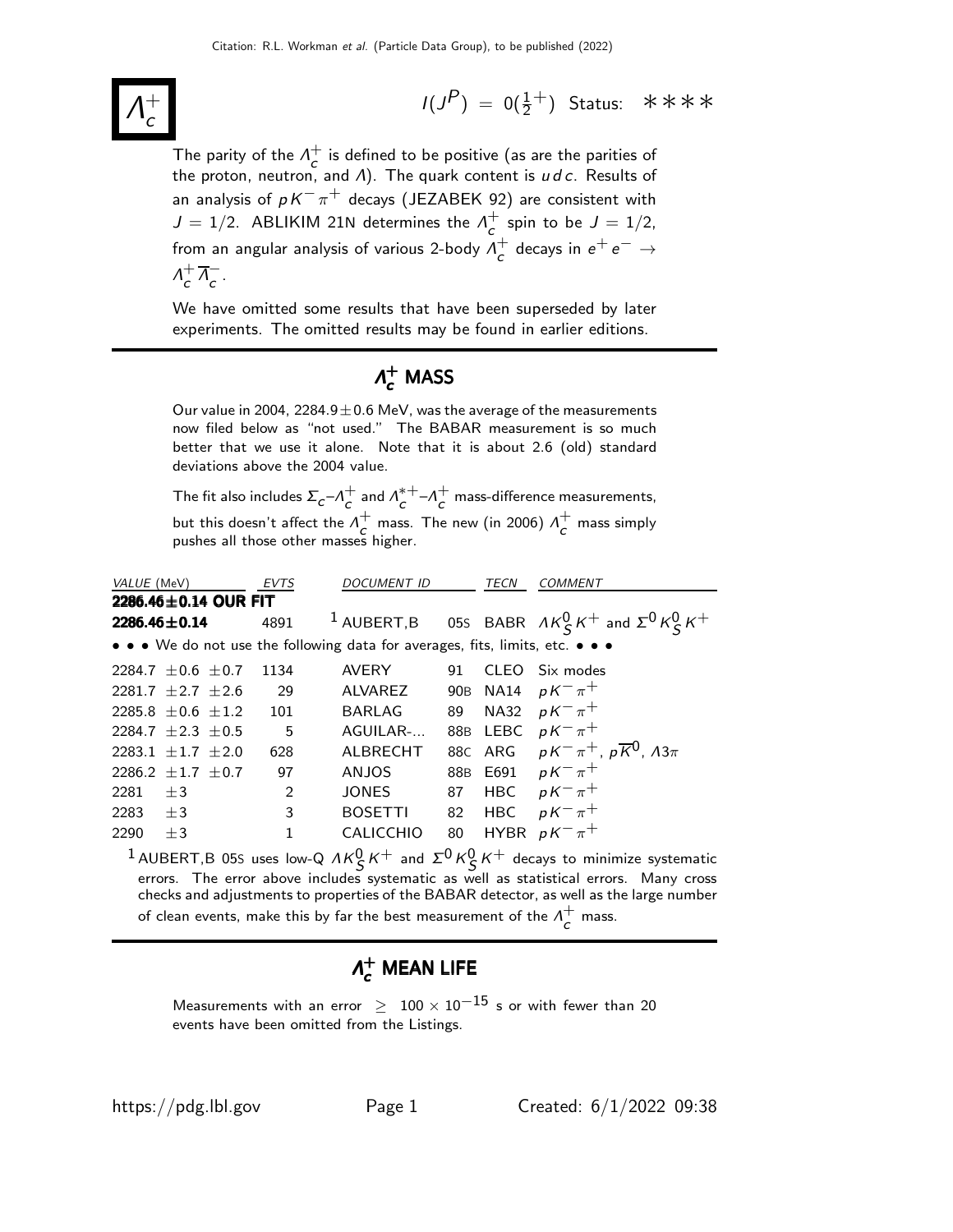# $\Lambda_c^+$

$I(J^P) = 0(\frac{1}{2}^+)$ Status: ∗∗∗∗

The parity of the $\Lambda_c^+$ is defined to be positive (as are the parities of the proton, neutron, and $\Lambda$). The quark content is $udc$. Results of an analysis of $pK^-\pi^+$ decays (JEZABEK 92) are consistent with $J = 1/2$. ABLIKIM 21N determines the $\Lambda_c^+$ spin to be $J = 1/2$, from an angular analysis of various 2-body $\Lambda_c^+$ decays in $e^+e^- \rightarrow \Lambda_c^+\overline{\Lambda}_c^-$.

We have omitted some results that have been superseded by later experiments. The omitted results may be found in earlier editions.

## $\Lambda_c^+$ MASS

Our value in 2004, 2284.9 ± 0.6 MeV, was the average of the measurements now filed below as "not used." The BABAR measurement is so much better that we use it alone. Note that it is about 2.6 (old) standard deviations above the 2004 value.

The fit also includes $\Sigma_c$–$\Lambda_c^+$ and $\Lambda_c^{*+}$–$\Lambda_c^+$ mass-difference measurements, but this doesn't affect the $\Lambda_c^+$ mass. The new (in 2006) $\Lambda_c^+$ mass simply pushes all those other masses higher.

| *VALUE* (MeV) | *EVTS* | *DOCUMENT ID* | | *TECN* | *COMMENT* |
|---|---|---|---|---|---|
| **2286.46±0.14 OUR FIT** | | | | | |
| **2286.46±0.14** | 4891 | [1] AUBERT,B | 05S | BABR | $\Lambda K_S^0 K^+$ and $\Sigma^0 K_S^0 K^+$ |
| • • • We do not use the following data for averages, fits, limits, etc. • • • | | | | | |
| 2284.7 ±0.6 ±0.7 | 1134 | AVERY | 91 | CLEO | Six modes |
| 2281.7 ±2.7 ±2.6 | 29 | ALVAREZ | 90B | NA14 | $pK^-\pi^+$ |
| 2285.8 ±0.6 ±1.2 | 101 | BARLAG | 89 | NA32 | $pK^-\pi^+$ |
| 2284.7 ±2.3 ±0.5 | 5 | AGUILAR-... | 88B | LEBC | $pK^-\pi^+$ |
| 2283.1 ±1.7 ±2.0 | 628 | ALBRECHT | 88C | ARG | $pK^-\pi^+$, $p\overline{K}^0$, $\Lambda 3\pi$ |
| 2286.2 ±1.7 ±0.7 | 97 | ANJOS | 88B | E691 | $pK^-\pi^+$ |
| 2281 ±3 | 2 | JONES | 87 | HBC | $pK^-\pi^+$ |
| 2283 ±3 | 3 | BOSETTI | 82 | HBC | $pK^-\pi^+$ |
| 2290 ±3 | 1 | CALICCHIO | 80 | HYBR | $pK^-\pi^+$ |

[1] AUBERT,B 05S uses low-Q $\Lambda K_S^0 K^+$ and $\Sigma^0 K_S^0 K^+$ decays to minimize systematic errors. The error above includes systematic as well as statistical errors. Many cross checks and adjustments to properties of the BABAR detector, as well as the large number of clean events, make this by far the best measurement of the $\Lambda_c^+$ mass.

## $\Lambda_c^+$ MEAN LIFE

Measurements with an error $\geq 100 \times 10^{-15}$ s or with fewer than 20 events have been omitted from the Listings.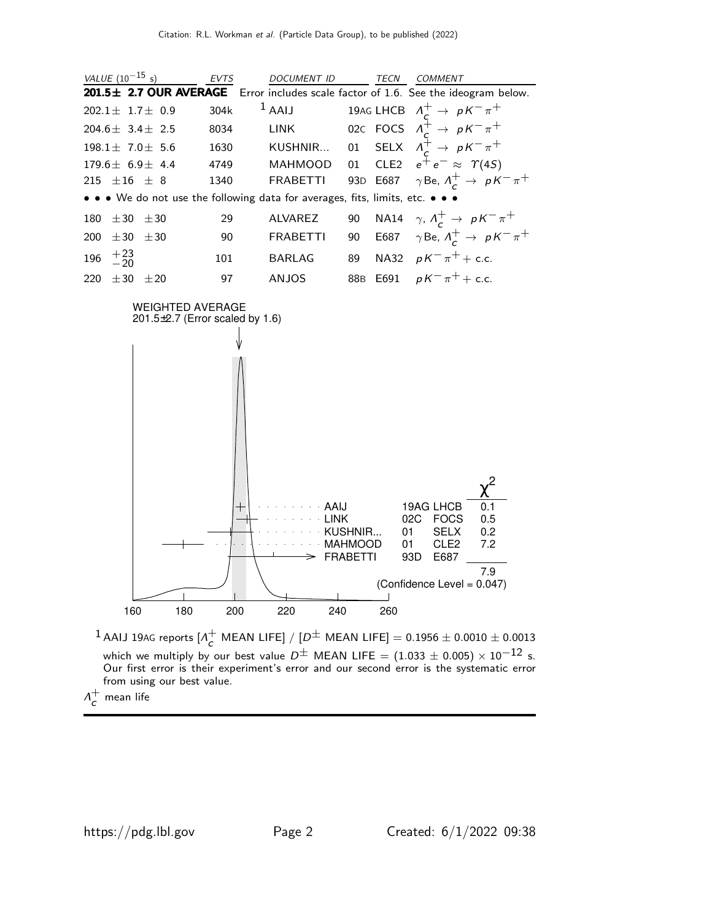| VALUE ($10^{-15}$ s) | EVTS | DOCUMENT ID | TECN | COMMENT |
|---|---|---|---|---|
| **201.5± 2.7 OUR AVERAGE** | | Error includes scale factor of 1.6. See the ideogram below. | | |
| $202.1 \pm 1.7 \pm 0.9$ | 304k | [1] AAIJ 19AG | LHCB | $\Lambda_c^+ \to pK^-\pi^+$ |
| $204.6 \pm 3.4 \pm 2.5$ | 8034 | LINK 02C | FOCS | $\Lambda_c^+ \to pK^-\pi^+$ |
| $198.1 \pm 7.0 \pm 5.6$ | 1630 | KUSHNIR... 01 | SELX | $\Lambda_c^+ \to pK^-\pi^+$ |
| $179.6 \pm 6.9 \pm 4.4$ | 4749 | MAHMOOD 01 | CLE2 | $e^+e^- \approx \Upsilon(4S)$ |
| $215 \pm 16 \pm 8$ | 1340 | FRABETTI 93D | E687 | $\gamma$Be, $\Lambda_c^+ \to pK^-\pi^+$ |
| • • • We do not use the following data for averages, fits, limits, etc. • • • | | | | |
| $180 \pm 30 \pm 30$ | 29 | ALVAREZ 90 | NA14 | $\gamma$, $\Lambda_c^+ \to pK^-\pi^+$ |
| $200 \pm 30 \pm 30$ | 90 | FRABETTI 90 | E687 | $\gamma$Be, $\Lambda_c^+ \to pK^-\pi^+$ |
| $196 \, ^{+23}_{-20}$ | 101 | BARLAG 89 | NA32 | $pK^-\pi^+$ + c.c. |
| $220 \pm 30 \pm 20$ | 97 | ANJOS 88B | E691 | $pK^-\pi^+$ + c.c. |

WEIGHTED AVERAGE
201.5±2.7 (Error scaled by 1.6)

| | | | $\chi^2$ |
|---|---|---|---|
| AAIJ | 19AG | LHCB | 0.1 |
| LINK | 02C | FOCS | 0.5 |
| KUSHNIR... | 01 | SELX | 0.2 |
| MAHMOOD | 01 | CLE2 | 7.2 |
| FRABETTI | 93D | E687 | |
| | | | 7.9 |

(Confidence Level = 0.047)

160 180 200 220 240 260

$\Lambda_c^+$ mean life

[1] AAIJ 19AG reports [$\Lambda_c^+$ MEAN LIFE] / [$D^\pm$ MEAN LIFE] $= 0.1956 \pm 0.0010 \pm 0.0013$ which we multiply by our best value $D^\pm$ MEAN LIFE $= (1.033 \pm 0.005) \times 10^{-12}$ s. Our first error is their experiment's error and our second error is the systematic error from using our best value.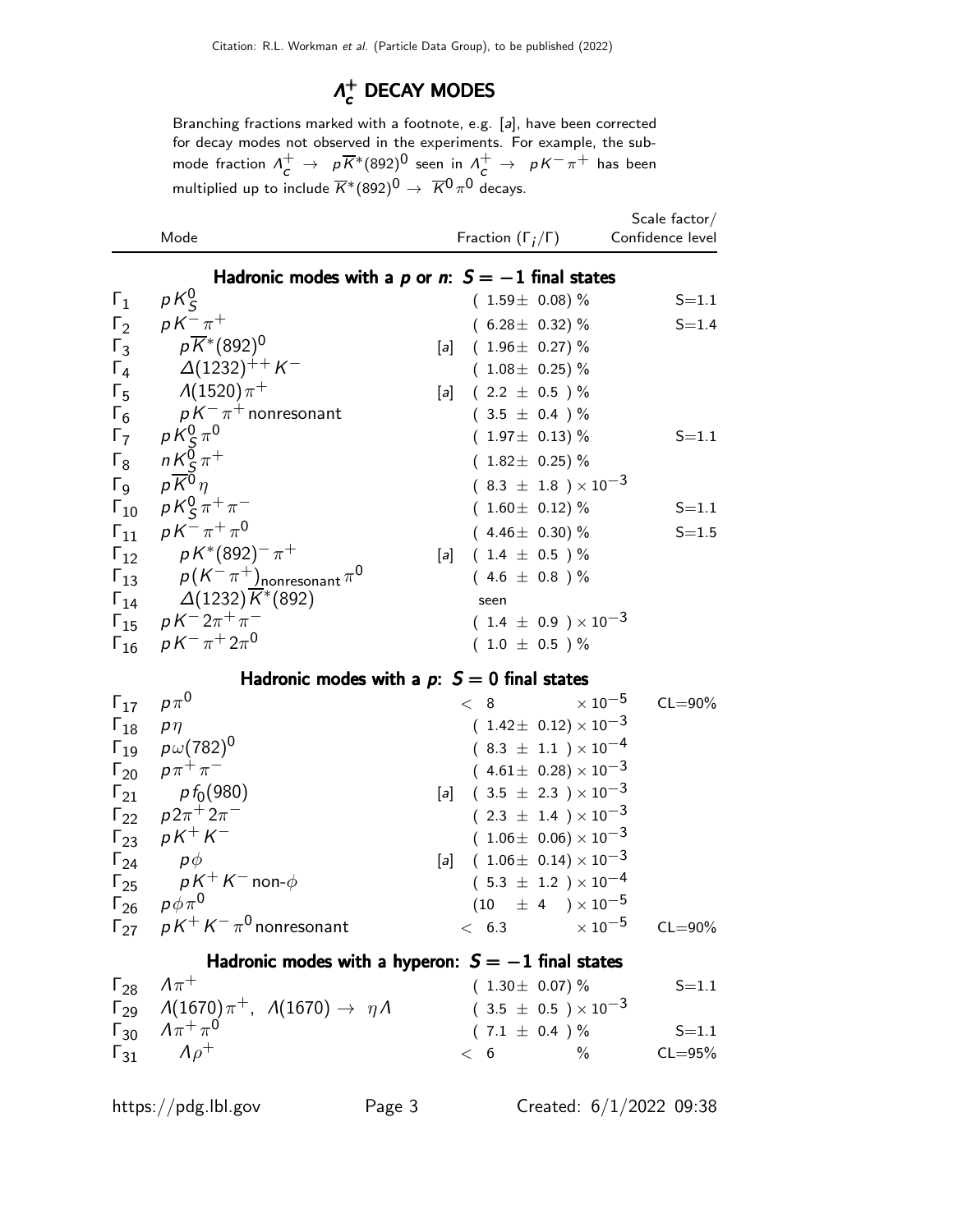# $\Lambda_c^+$ DECAY MODES

Branching fractions marked with a footnote, e.g. [a], have been corrected for decay modes not observed in the experiments. For example, the submode fraction $\Lambda_c^+ \rightarrow p\overline{K}^*(892)^0$ seen in $\Lambda_c^+ \rightarrow pK^-\pi^+$ has been multiplied up to include $\overline{K}^*(892)^0 \rightarrow \overline{K}^0\pi^0$ decays.

| | Mode | | Fraction ($\Gamma_i/\Gamma$) | Scale factor/ Confidence level |
|---|---|---|---|---|
| | **Hadronic modes with a $p$ or $n$: $S = -1$ final states** | | | |
| $\Gamma_1$ | $pK_S^0$ | | $(1.59\pm 0.08)$ % | S=1.1 |
| $\Gamma_2$ | $pK^-\pi^+$ | | $(6.28\pm 0.32)$ % | S=1.4 |
| $\Gamma_3$ | $p\overline{K}^*(892)^0$ | [a] | $(1.96\pm 0.27)$ % | |
| $\Gamma_4$ | $\Delta(1232)^{++}K^-$ | | $(1.08\pm 0.25)$ % | |
| $\Gamma_5$ | $\Lambda(1520)\pi^+$ | [a] | $(2.2 \pm 0.5)$ % | |
| $\Gamma_6$ | $pK^-\pi^+$ nonresonant | | $(3.5 \pm 0.4)$ % | |
| $\Gamma_7$ | $pK_S^0\pi^0$ | | $(1.97\pm 0.13)$ % | S=1.1 |
| $\Gamma_8$ | $nK_S^0\pi^+$ | | $(1.82\pm 0.25)$ % | |
| $\Gamma_9$ | $p\overline{K}^0\eta$ | | $(8.3 \pm 1.8) \times 10^{-3}$ | |
| $\Gamma_{10}$ | $pK_S^0\pi^+\pi^-$ | | $(1.60\pm 0.12)$ % | S=1.1 |
| $\Gamma_{11}$ | $pK^-\pi^+\pi^0$ | | $(4.46\pm 0.30)$ % | S=1.5 |
| $\Gamma_{12}$ | $pK^*(892)^-\pi^+$ | [a] | $(1.4 \pm 0.5)$ % | |
| $\Gamma_{13}$ | $p(K^-\pi^+)_{\text{nonresonant}}\pi^0$ | | $(4.6 \pm 0.8)$ % | |
| $\Gamma_{14}$ | $\Delta(1232)\overline{K}^*(892)$ | | seen | |
| $\Gamma_{15}$ | $pK^-2\pi^+\pi^-$ | | $(1.4 \pm 0.9) \times 10^{-3}$ | |
| $\Gamma_{16}$ | $pK^-\pi^+2\pi^0$ | | $(1.0 \pm 0.5)$ % | |
| | **Hadronic modes with a $p$: $S = 0$ final states** | | | |
| $\Gamma_{17}$ | $p\pi^0$ | | $< 8 \times 10^{-5}$ | CL=90% |
| $\Gamma_{18}$ | $p\eta$ | | $(1.42\pm 0.12) \times 10^{-3}$ | |
| $\Gamma_{19}$ | $p\omega(782)^0$ | | $(8.3 \pm 1.1) \times 10^{-4}$ | |
| $\Gamma_{20}$ | $p\pi^+\pi^-$ | | $(4.61\pm 0.28) \times 10^{-3}$ | |
| $\Gamma_{21}$ | $pf_0(980)$ | [a] | $(3.5 \pm 2.3) \times 10^{-3}$ | |
| $\Gamma_{22}$ | $p2\pi^+2\pi^-$ | | $(2.3 \pm 1.4) \times 10^{-3}$ | |
| $\Gamma_{23}$ | $pK^+K^-$ | | $(1.06\pm 0.06) \times 10^{-3}$ | |
| $\Gamma_{24}$ | $p\phi$ | [a] | $(1.06\pm 0.14) \times 10^{-3}$ | |
| $\Gamma_{25}$ | $pK^+K^-$ non-$\phi$ | | $(5.3 \pm 1.2) \times 10^{-4}$ | |
| $\Gamma_{26}$ | $p\phi\pi^0$ | | $(10 \pm 4) \times 10^{-5}$ | |
| $\Gamma_{27}$ | $pK^+K^-\pi^0$ nonresonant | | $< 6.3 \times 10^{-5}$ | CL=90% |
| | **Hadronic modes with a hyperon: $S = -1$ final states** | | | |
| $\Gamma_{28}$ | $\Lambda\pi^+$ | | $(1.30\pm 0.07)$ % | S=1.1 |
| $\Gamma_{29}$ | $\Lambda(1670)\pi^+$, $\Lambda(1670) \rightarrow \eta\Lambda$ | | $(3.5 \pm 0.5) \times 10^{-3}$ | |
| $\Gamma_{30}$ | $\Lambda\pi^+\pi^0$ | | $(7.1 \pm 0.4)$ % | S=1.1 |
| $\Gamma_{31}$ | $\Lambda\rho^+$ | | $< 6$ % | CL=95% |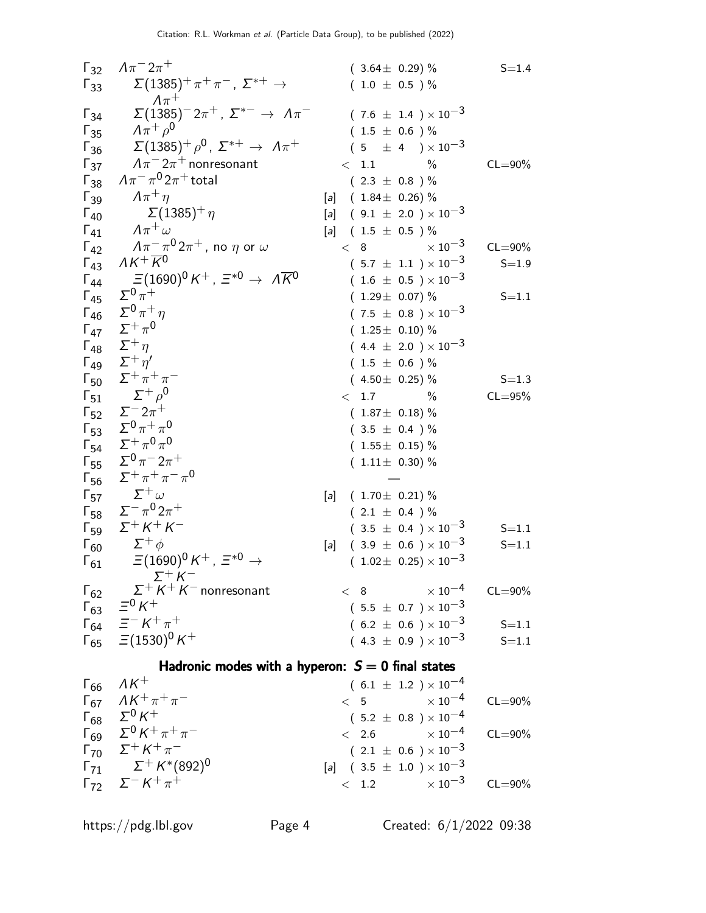| | Mode | | Fraction ($\Gamma_i/\Gamma$) | Scale factor/ Confidence level |
|---|---|---|---|---|
| $\Gamma_{32}$ | $\Lambda\pi^- 2\pi^+$ | | $(3.64\pm 0.29)$ % | S=1.4 |
| $\Gamma_{33}$ | $\Sigma(1385)^+\pi^+\pi^-$ , $\Sigma^{*+}\rightarrow \Lambda\pi^+$ | | $(1.0 \pm 0.5)$ % | |
| $\Gamma_{34}$ | $\Sigma(1385)^- 2\pi^+$ , $\Sigma^{*-}\rightarrow \Lambda\pi^-$ | | $(7.6 \pm 1.4) \times 10^{-3}$ | |
| $\Gamma_{35}$ | $\Lambda\pi^+\rho^0$ | | $(1.5 \pm 0.6)$ % | |
| $\Gamma_{36}$ | $\Sigma(1385)^+\rho^0$ , $\Sigma^{*+}\rightarrow \Lambda\pi^+$ | | $(5 \pm 4) \times 10^{-3}$ | |
| $\Gamma_{37}$ | $\Lambda\pi^- 2\pi^+$ nonresonant | | $< 1.1$ % | CL=90% |
| $\Gamma_{38}$ | $\Lambda\pi^-\pi^0 2\pi^+$ total | | $(2.3 \pm 0.8)$ % | |
| $\Gamma_{39}$ | $\Lambda\pi^+\eta$ | [a] | $(1.84\pm 0.26)$ % | |
| $\Gamma_{40}$ | $\Sigma(1385)^+\eta$ | [a] | $(9.1 \pm 2.0) \times 10^{-3}$ | |
| $\Gamma_{41}$ | $\Lambda\pi^+\omega$ | [a] | $(1.5 \pm 0.5)$ % | |
| $\Gamma_{42}$ | $\Lambda\pi^-\pi^0 2\pi^+$ , no $\eta$ or $\omega$ | | $< 8 \times 10^{-3}$ | CL=90% |
| $\Gamma_{43}$ | $\Lambda K^+\overline{K}^0$ | | $(5.7 \pm 1.1) \times 10^{-3}$ | S=1.9 |
| $\Gamma_{44}$ | $\Xi(1690)^0 K^+$ , $\Xi^{*0}\rightarrow \Lambda\overline{K}^0$ | | $(1.6 \pm 0.5) \times 10^{-3}$ | |
| $\Gamma_{45}$ | $\Sigma^0\pi^+$ | | $(1.29\pm 0.07)$ % | S=1.1 |
| $\Gamma_{46}$ | $\Sigma^0\pi^+\eta$ | | $(7.5 \pm 0.8) \times 10^{-3}$ | |
| $\Gamma_{47}$ | $\Sigma^+\pi^0$ | | $(1.25\pm 0.10)$ % | |
| $\Gamma_{48}$ | $\Sigma^+\eta$ | | $(4.4 \pm 2.0) \times 10^{-3}$ | |
| $\Gamma_{49}$ | $\Sigma^+\eta'$ | | $(1.5 \pm 0.6)$ % | |
| $\Gamma_{50}$ | $\Sigma^+\pi^+\pi^-$ | | $(4.50\pm 0.25)$ % | S=1.3 |
| $\Gamma_{51}$ | $\Sigma^+\rho^0$ | | $< 1.7$ % | CL=95% |
| $\Gamma_{52}$ | $\Sigma^- 2\pi^+$ | | $(1.87\pm 0.18)$ % | |
| $\Gamma_{53}$ | $\Sigma^0\pi^+\pi^0$ | | $(3.5 \pm 0.4)$ % | |
| $\Gamma_{54}$ | $\Sigma^+\pi^0\pi^0$ | | $(1.55\pm 0.15)$ % | |
| $\Gamma_{55}$ | $\Sigma^0\pi^- 2\pi^+$ | | $(1.11\pm 0.30)$ % | |
| $\Gamma_{56}$ | $\Sigma^+\pi^+\pi^-\pi^0$ | | — | |
| $\Gamma_{57}$ | $\Sigma^+\omega$ | [a] | $(1.70\pm 0.21)$ % | |
| $\Gamma_{58}$ | $\Sigma^-\pi^0 2\pi^+$ | | $(2.1 \pm 0.4)$ % | |
| $\Gamma_{59}$ | $\Sigma^+ K^+ K^-$ | | $(3.5 \pm 0.4) \times 10^{-3}$ | S=1.1 |
| $\Gamma_{60}$ | $\Sigma^+\phi$ | [a] | $(3.9 \pm 0.6) \times 10^{-3}$ | S=1.1 |
| $\Gamma_{61}$ | $\Xi(1690)^0 K^+$ , $\Xi^{*0}\rightarrow \Sigma^+ K^-$ | | $(1.02\pm 0.25) \times 10^{-3}$ | |
| $\Gamma_{62}$ | $\Sigma^+ K^+ K^-$ nonresonant | | $< 8 \times 10^{-4}$ | CL=90% |
| $\Gamma_{63}$ | $\Xi^0 K^+$ | | $(5.5 \pm 0.7) \times 10^{-3}$ | |
| $\Gamma_{64}$ | $\Xi^- K^+\pi^+$ | | $(6.2 \pm 0.6) \times 10^{-3}$ | S=1.1 |
| $\Gamma_{65}$ | $\Xi(1530)^0 K^+$ | | $(4.3 \pm 0.9) \times 10^{-3}$ | S=1.1 |

### Hadronic modes with a hyperon: $S = 0$ final states

| | Mode | | Fraction ($\Gamma_i/\Gamma$) | Confidence level |
|---|---|---|---|---|
| $\Gamma_{66}$ | $\Lambda K^+$ | | $(6.1 \pm 1.2) \times 10^{-4}$ | |
| $\Gamma_{67}$ | $\Lambda K^+\pi^+\pi^-$ | | $< 5 \times 10^{-4}$ | CL=90% |
| $\Gamma_{68}$ | $\Sigma^0 K^+$ | | $(5.2 \pm 0.8) \times 10^{-4}$ | |
| $\Gamma_{69}$ | $\Sigma^0 K^+\pi^+\pi^-$ | | $< 2.6 \times 10^{-4}$ | CL=90% |
| $\Gamma_{70}$ | $\Sigma^+ K^+\pi^-$ | | $(2.1 \pm 0.6) \times 10^{-3}$ | |
| $\Gamma_{71}$ | $\Sigma^+ K^*(892)^0$ | [a] | $(3.5 \pm 1.0) \times 10^{-3}$ | |
| $\Gamma_{72}$ | $\Sigma^- K^+\pi^+$ | | $< 1.2 \times 10^{-3}$ | CL=90% |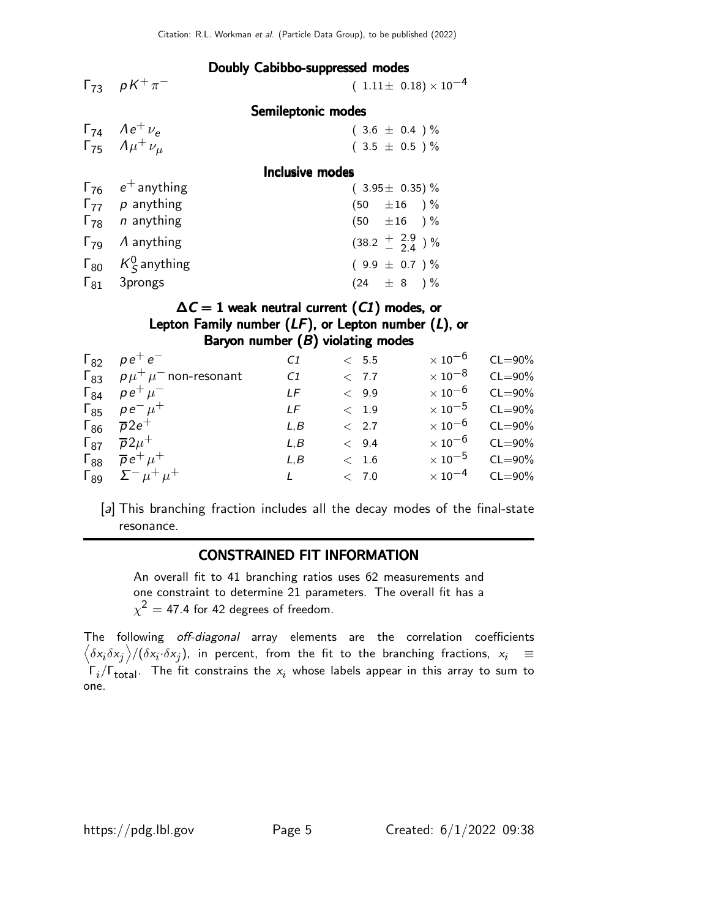### Doubly Cabibbo-suppressed modes

| | Mode | Fraction |
|---|---|---|
| $\Gamma_{73}$ | $pK^+\pi^-$ | $(1.11\pm 0.18)\times 10^{-4}$ |

### Semileptonic modes

| | Mode | Fraction |
|---|---|---|
| $\Gamma_{74}$ | $\Lambda e^+\nu_e$ | $(3.6 \pm 0.4)$ % |
| $\Gamma_{75}$ | $\Lambda \mu^+\nu_\mu$ | $(3.5 \pm 0.5)$ % |

### Inclusive modes

| | Mode | Fraction |
|---|---|---|
| $\Gamma_{76}$ | $e^+$ anything | $(3.95\pm 0.35)$ % |
| $\Gamma_{77}$ | $p$ anything | $(50 \pm 16)$ % |
| $\Gamma_{78}$ | $n$ anything | $(50 \pm 16)$ % |
| $\Gamma_{79}$ | $\Lambda$ anything | $(38.2 {}^{+2.9}_{-2.4})$ % |
| $\Gamma_{80}$ | $K^0_S$ anything | $(9.9 \pm 0.7)$ % |
| $\Gamma_{81}$ | 3prongs | $(24 \pm 8)$ % |

### $\Delta C = 1$ weak neutral current ($C1$) modes, or Lepton Family number ($LF$), or Lepton number ($L$), or Baryon number ($B$) violating modes

| | Mode | | Limit | CL |
|---|---|---|---|---|
| $\Gamma_{82}$ | $pe^+e^-$ | $C1$ | $< 5.5 \times 10^{-6}$ | CL=90% |
| $\Gamma_{83}$ | $p\mu^+\mu^-$ non-resonant | $C1$ | $< 7.7 \times 10^{-8}$ | CL=90% |
| $\Gamma_{84}$ | $pe^+\mu^-$ | $LF$ | $< 9.9 \times 10^{-6}$ | CL=90% |
| $\Gamma_{85}$ | $pe^-\mu^+$ | $LF$ | $< 1.9 \times 10^{-5}$ | CL=90% |
| $\Gamma_{86}$ | $\overline{p}2e^+$ | $L,B$ | $< 2.7 \times 10^{-6}$ | CL=90% |
| $\Gamma_{87}$ | $\overline{p}2\mu^+$ | $L,B$ | $< 9.4 \times 10^{-6}$ | CL=90% |
| $\Gamma_{88}$ | $\overline{p}e^+\mu^+$ | $L,B$ | $< 1.6 \times 10^{-5}$ | CL=90% |
| $\Gamma_{89}$ | $\Sigma^-\mu^+\mu^+$ | $L$ | $< 7.0 \times 10^{-4}$ | CL=90% |

[a] This branching fraction includes all the decay modes of the final-state resonance.

## CONSTRAINED FIT INFORMATION

An overall fit to 41 branching ratios uses 62 measurements and one constraint to determine 21 parameters. The overall fit has a $\chi^2 = 47.4$ for 42 degrees of freedom.

The following *off-diagonal* array elements are the correlation coefficients $\left\langle\delta x_i \delta x_j\right\rangle/(\delta x_i \cdot \delta x_j)$, in percent, from the fit to the branching fractions, $x_i \equiv \Gamma_i/\Gamma_{\text{total}}$. The fit constrains the $x_i$ whose labels appear in this array to sum to one.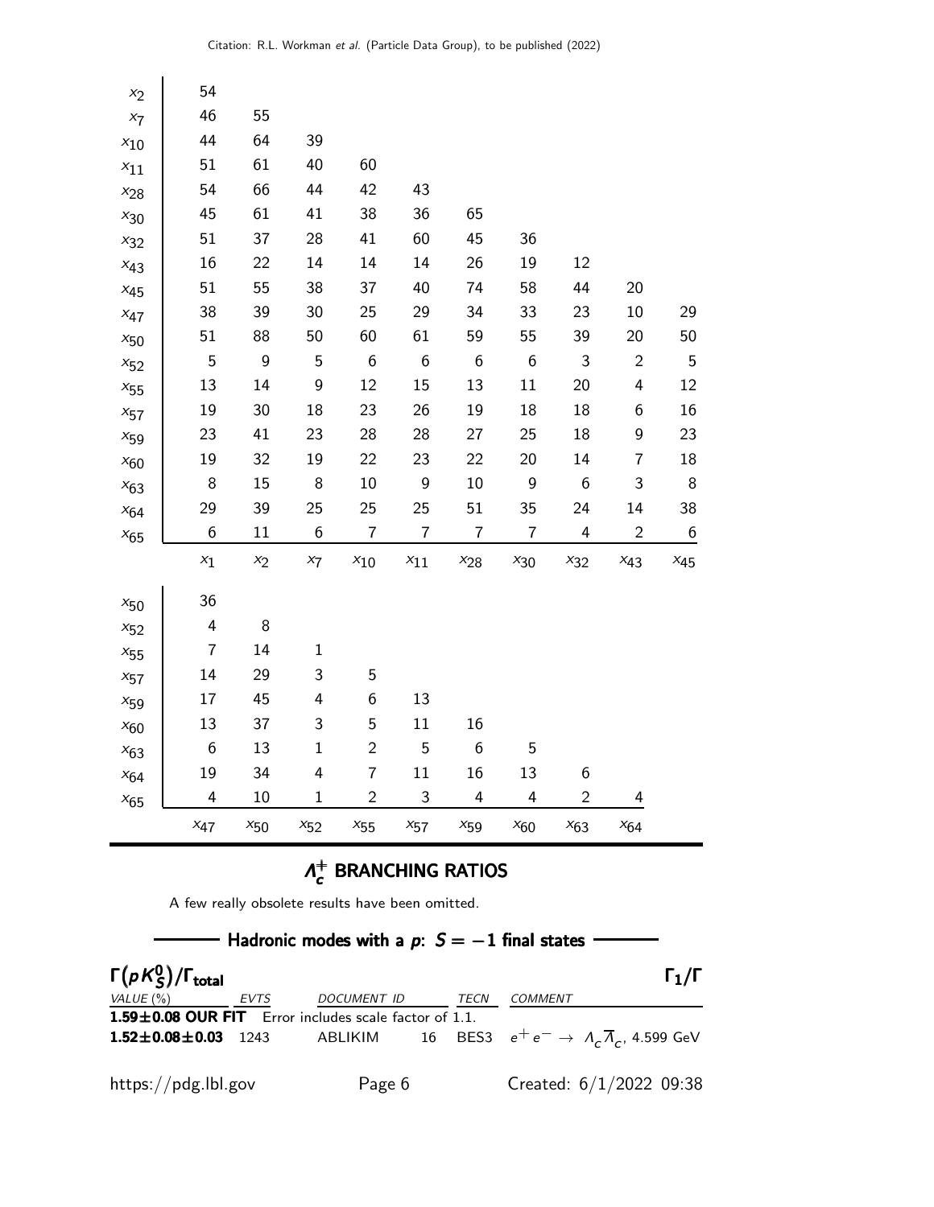| | $x_1$ | $x_2$ | $x_7$ | $x_{10}$ | $x_{11}$ | $x_{28}$ | $x_{30}$ | $x_{32}$ | $x_{43}$ | $x_{45}$ |
|---|---|---|---|---|---|---|---|---|---|---|
| $x_2$ | 54 | | | | | | | | | |
| $x_7$ | 46 | 55 | | | | | | | | |
| $x_{10}$ | 44 | 64 | 39 | | | | | | | |
| $x_{11}$ | 51 | 61 | 40 | 60 | | | | | | |
| $x_{28}$ | 54 | 66 | 44 | 42 | 43 | | | | | |
| $x_{30}$ | 45 | 61 | 41 | 38 | 36 | 65 | | | | |
| $x_{32}$ | 51 | 37 | 28 | 41 | 60 | 45 | 36 | | | |
| $x_{43}$ | 16 | 22 | 14 | 14 | 14 | 26 | 19 | 12 | | |
| $x_{45}$ | 51 | 55 | 38 | 37 | 40 | 74 | 58 | 44 | 20 | |
| $x_{47}$ | 38 | 39 | 30 | 25 | 29 | 34 | 33 | 23 | 10 | 29 |
| $x_{50}$ | 51 | 88 | 50 | 60 | 61 | 59 | 55 | 39 | 20 | 50 |
| $x_{52}$ | 5 | 9 | 5 | 6 | 6 | 6 | 6 | 3 | 2 | 5 |
| $x_{55}$ | 13 | 14 | 9 | 12 | 15 | 13 | 11 | 20 | 4 | 12 |
| $x_{57}$ | 19 | 30 | 18 | 23 | 26 | 19 | 18 | 18 | 6 | 16 |
| $x_{59}$ | 23 | 41 | 23 | 28 | 28 | 27 | 25 | 18 | 9 | 23 |
| $x_{60}$ | 19 | 32 | 19 | 22 | 23 | 22 | 20 | 14 | 7 | 18 |
| $x_{63}$ | 8 | 15 | 8 | 10 | 9 | 10 | 9 | 6 | 3 | 8 |
| $x_{64}$ | 29 | 39 | 25 | 25 | 25 | 51 | 35 | 24 | 14 | 38 |
| $x_{65}$ | 6 | 11 | 6 | 7 | 7 | 7 | 7 | 4 | 2 | 6 |

| | $x_{47}$ | $x_{50}$ | $x_{52}$ | $x_{55}$ | $x_{57}$ | $x_{59}$ | $x_{60}$ | $x_{63}$ | $x_{64}$ |
|---|---|---|---|---|---|---|---|---|---|
| $x_{50}$ | 36 | | | | | | | | |
| $x_{52}$ | 4 | 8 | | | | | | | |
| $x_{55}$ | 7 | 14 | 1 | | | | | | |
| $x_{57}$ | 14 | 29 | 3 | 5 | | | | | |
| $x_{59}$ | 17 | 45 | 4 | 6 | 13 | | | | |
| $x_{60}$ | 13 | 37 | 3 | 5 | 11 | 16 | | | |
| $x_{63}$ | 6 | 13 | 1 | 2 | 5 | 6 | 5 | | |
| $x_{64}$ | 19 | 34 | 4 | 7 | 11 | 16 | 13 | 6 | |
| $x_{65}$ | 4 | 10 | 1 | 2 | 3 | 4 | 4 | 2 | 4 |

## $\Lambda_c^+$ BRANCHING RATIOS

A few really obsolete results have been omitted.

### Hadronic modes with a $p$: $S = -1$ final states

**$\Gamma(pK_S^0)/\Gamma_{\text{total}}$** $\Gamma_1/\Gamma$

| VALUE (%) | EVTS | DOCUMENT ID | | TECN | COMMENT |
|---|---|---|---|---|---|
| **1.59±0.08 OUR FIT** | Error includes scale factor of 1.1. | | | | |
| **1.52±0.08±0.03** | 1243 | ABLIKIM | 16 | BES3 | $e^+e^- \to \Lambda_c \overline{\Lambda}_c$, 4.599 GeV |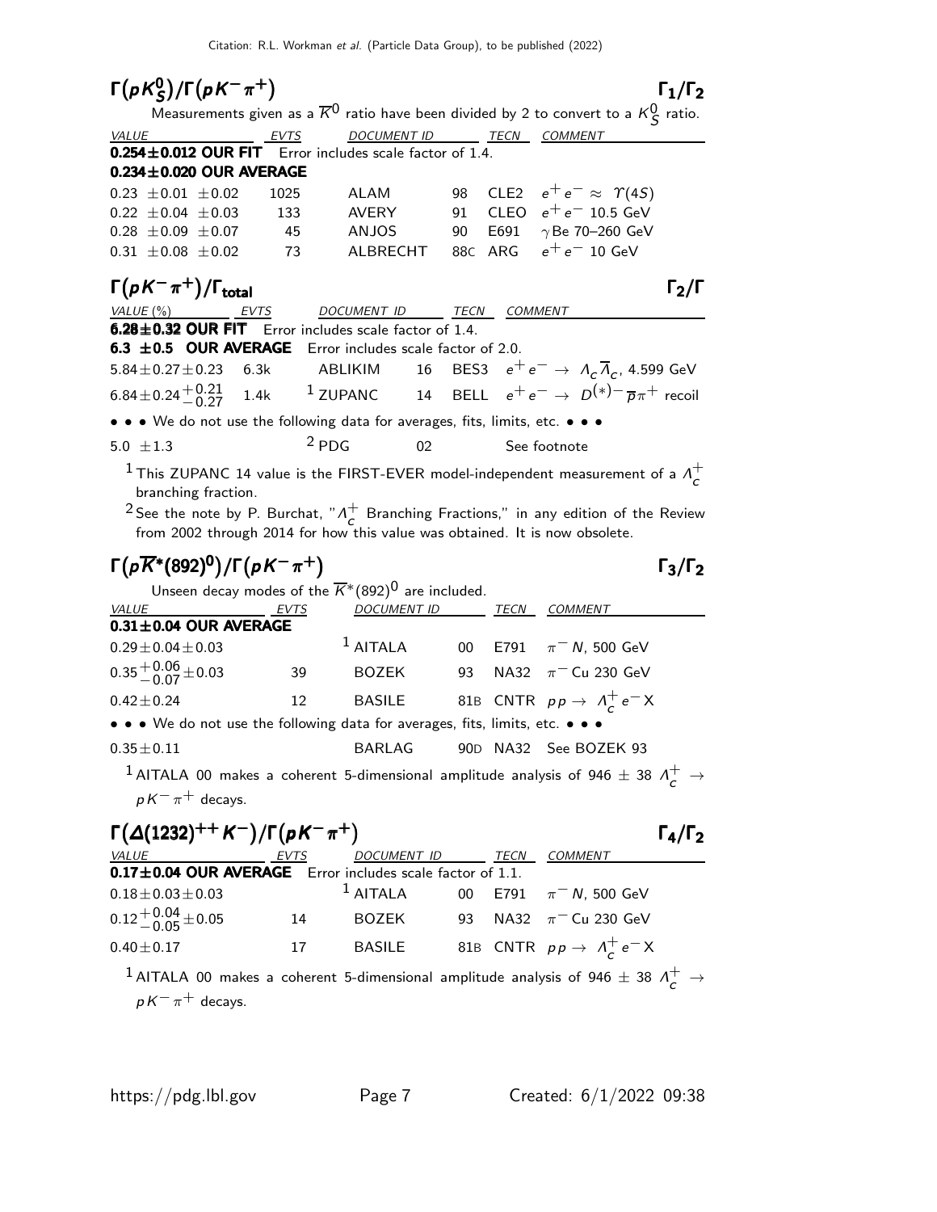## $\Gamma(pK^0_S)/\Gamma(pK^-\pi^+)$ $\Gamma_1/\Gamma_2$

Measurements given as a $\overline{K}^0$ ratio have been divided by 2 to convert to a $K^0_S$ ratio.

| VALUE | EVTS | DOCUMENT ID | | TECN | COMMENT |
|---|---|---|---|---|---|
| **0.254±0.012 OUR FIT** | Error includes scale factor of 1.4. | | | | |
| **0.234±0.020 OUR AVERAGE** | | | | | |
| 0.23 ±0.01 ±0.02 | 1025 | ALAM | 98 | CLE2 | $e^+e^- \approx \Upsilon(4S)$ |
| 0.22 ±0.04 ±0.03 | 133 | AVERY | 91 | CLEO | $e^+e^-$ 10.5 GeV |
| 0.28 ±0.09 ±0.07 | 45 | ANJOS | 90 | E691 | $\gamma$Be 70–260 GeV |
| 0.31 ±0.08 ±0.02 | 73 | ALBRECHT | 88C | ARG | $e^+e^-$ 10 GeV |

## $\Gamma(pK^-\pi^+)/\Gamma_{\text{total}}$ $\Gamma_2/\Gamma$

| VALUE (%) | EVTS | DOCUMENT ID | | TECN | COMMENT |
|---|---|---|---|---|---|
| **6.28±0.32 OUR FIT** | Error includes scale factor of 1.4. | | | | |
| **6.3 ±0.5 OUR AVERAGE** | Error includes scale factor of 2.0. | | | | |
| $5.84\pm0.27\pm0.23$ | 6.3k | ABLIKIM | 16 | BES3 | $e^+e^- \to \Lambda_c\overline{\Lambda}_c$, 4.599 GeV |
| $6.84\pm0.24^{+0.21}_{-0.27}$ | 1.4k | [1] ZUPANC | 14 | BELL | $e^+e^- \to D^{(*)-}\overline{p}\pi^+$ recoil |
| • • • We do not use the following data for averages, fits, limits, etc. • • • | | | | | |
| $5.0 \pm1.3$ | | [2] PDG | 02 | | See footnote |

[1] This ZUPANC 14 value is the FIRST-EVER model-independent measurement of a $\Lambda_c^+$ branching fraction.

[2] See the note by P. Burchat, "$\Lambda_c^+$ Branching Fractions," in any edition of the Review from 2002 through 2014 for how this value was obtained. It is now obsolete.

## $\Gamma(p\overline{K}^*(892)^0)/\Gamma(pK^-\pi^+)$ $\Gamma_3/\Gamma_2$

Unseen decay modes of the $\overline{K}^*(892)^0$ are included.

| VALUE | EVTS | DOCUMENT ID | | TECN | COMMENT |
|---|---|---|---|---|---|
| **0.31±0.04 OUR AVERAGE** | | | | | |
| $0.29\pm0.04\pm0.03$ | | [1] AITALA | 00 | E791 | $\pi^-N$, 500 GeV |
| $0.35^{+0.06}_{-0.07}\pm0.03$ | 39 | BOZEK | 93 | NA32 | $\pi^-$Cu 230 GeV |
| $0.42\pm0.24$ | 12 | BASILE | 81B | CNTR | $pp \to \Lambda_c^+ e^- X$ |
| • • • We do not use the following data for averages, fits, limits, etc. • • • | | | | | |
| $0.35\pm0.11$ | | BARLAG | 90D | NA32 | See BOZEK 93 |

[1] AITALA 00 makes a coherent 5-dimensional amplitude analysis of 946 ± 38 $\Lambda_c^+ \to pK^-\pi^+$ decays.

## $\Gamma(\Delta(1232)^{++}K^-)/\Gamma(pK^-\pi^+)$ $\Gamma_4/\Gamma_2$

| VALUE | EVTS | DOCUMENT ID | | TECN | COMMENT |
|---|---|---|---|---|---|
| **0.17±0.04 OUR AVERAGE** | Error includes scale factor of 1.1. | | | | |
| $0.18\pm0.03\pm0.03$ | | [1] AITALA | 00 | E791 | $\pi^-N$, 500 GeV |
| $0.12^{+0.04}_{-0.05}\pm0.05$ | 14 | BOZEK | 93 | NA32 | $\pi^-$Cu 230 GeV |
| $0.40\pm0.17$ | 17 | BASILE | 81B | CNTR | $pp \to \Lambda_c^+ e^- X$ |

[1] AITALA 00 makes a coherent 5-dimensional amplitude analysis of 946 ± 38 $\Lambda_c^+ \to pK^-\pi^+$ decays.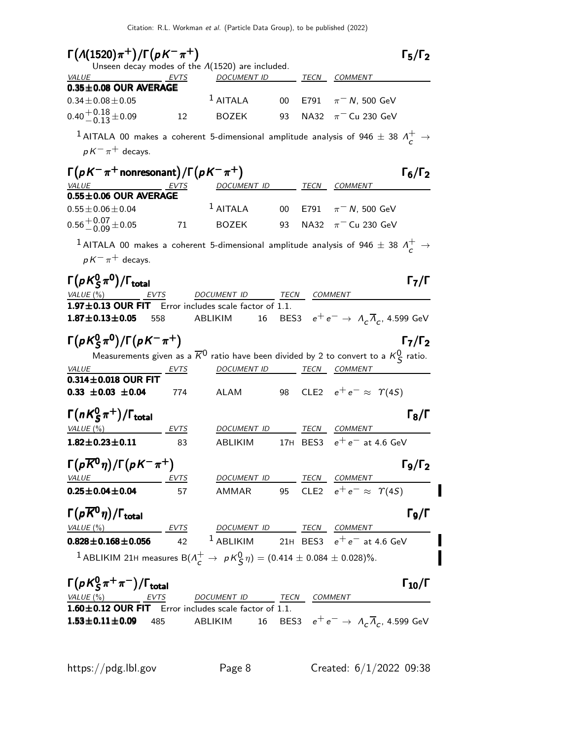### $\Gamma(\Lambda(1520)\pi^+)/\Gamma(pK^-\pi^+)$ — $\Gamma_5/\Gamma_2$

Unseen decay modes of the $\Lambda(1520)$ are included.

| VALUE | EVTS | DOCUMENT ID | | TECN | COMMENT |
|---|---|---|---|---|---|
| **0.35±0.08 OUR AVERAGE** | | | | | |
| $0.34\pm0.08\pm0.05$ | | [1] AITALA | 00 | E791 | $\pi^- N$, 500 GeV |
| $0.40^{+0.18}_{-0.13}\pm0.09$ | 12 | BOZEK | 93 | NA32 | $\pi^-$ Cu 230 GeV |

[1] AITALA 00 makes a coherent 5-dimensional amplitude analysis of 946 ± 38 $\Lambda_c^+ \to pK^-\pi^+$ decays.

### $\Gamma(pK^-\pi^+ \text{nonresonant})/\Gamma(pK^-\pi^+)$ — $\Gamma_6/\Gamma_2$

| VALUE | EVTS | DOCUMENT ID | | TECN | COMMENT |
|---|---|---|---|---|---|
| **0.55±0.06 OUR AVERAGE** | | | | | |
| $0.55\pm0.06\pm0.04$ | | [1] AITALA | 00 | E791 | $\pi^- N$, 500 GeV |
| $0.56^{+0.07}_{-0.09}\pm0.05$ | 71 | BOZEK | 93 | NA32 | $\pi^-$ Cu 230 GeV |

[1] AITALA 00 makes a coherent 5-dimensional amplitude analysis of 946 ± 38 $\Lambda_c^+ \to pK^-\pi^+$ decays.

### $\Gamma(pK^0_S\pi^0)/\Gamma_{\text{total}}$ — $\Gamma_7/\Gamma$

| VALUE (%) | EVTS | DOCUMENT ID | | TECN | COMMENT |
|---|---|---|---|---|---|
| **1.97±0.13 OUR FIT** Error includes scale factor of 1.1. | | | | | |
| **1.87±0.13±0.05** | 558 | ABLIKIM | 16 | BES3 | $e^+e^- \to \Lambda_c\overline{\Lambda}_c$, 4.599 GeV |

### $\Gamma(pK^0_S\pi^0)/\Gamma(pK^-\pi^+)$ — $\Gamma_7/\Gamma_2$

Measurements given as a $\overline{K}^0$ ratio have been divided by 2 to convert to a $K^0_S$ ratio.

| VALUE | EVTS | DOCUMENT ID | | TECN | COMMENT |
|---|---|---|---|---|---|
| **0.314±0.018 OUR FIT** | | | | | |
| **0.33 ±0.03 ±0.04** | 774 | ALAM | 98 | CLE2 | $e^+e^- \approx \Upsilon(4S)$ |

### $\Gamma(nK^0_S\pi^+)/\Gamma_{\text{total}}$ — $\Gamma_8/\Gamma$

| VALUE (%) | EVTS | DOCUMENT ID | | TECN | COMMENT |
|---|---|---|---|---|---|
| **1.82±0.23±0.11** | 83 | ABLIKIM | 17H | BES3 | $e^+e^-$ at 4.6 GeV |

### $\Gamma(p\overline{K}^0\eta)/\Gamma(pK^-\pi^+)$ — $\Gamma_9/\Gamma_2$

| VALUE | EVTS | DOCUMENT ID | | TECN | COMMENT |
|---|---|---|---|---|---|
| **0.25±0.04±0.04** | 57 | AMMAR | 95 | CLE2 | $e^+e^- \approx \Upsilon(4S)$ |

### $\Gamma(p\overline{K}^0\eta)/\Gamma_{\text{total}}$ — $\Gamma_9/\Gamma$

| VALUE (%) | EVTS | DOCUMENT ID | | TECN | COMMENT |
|---|---|---|---|---|---|
| **0.828±0.168±0.056** | 42 | [1] ABLIKIM | 21H | BES3 | $e^+e^-$ at 4.6 GeV |

[1] ABLIKIM 21H measures $B(\Lambda_c^+ \to pK^0_S\eta) = (0.414 \pm 0.084 \pm 0.028)\%$.

### $\Gamma(pK^0_S\pi^+\pi^-)/\Gamma_{\text{total}}$ — $\Gamma_{10}/\Gamma$

| VALUE (%) | EVTS | DOCUMENT ID | | TECN | COMMENT |
|---|---|---|---|---|---|
| **1.60±0.12 OUR FIT** Error includes scale factor of 1.1. | | | | | |
| **1.53±0.11±0.09** | 485 | ABLIKIM | 16 | BES3 | $e^+e^- \to \Lambda_c\overline{\Lambda}_c$, 4.599 GeV |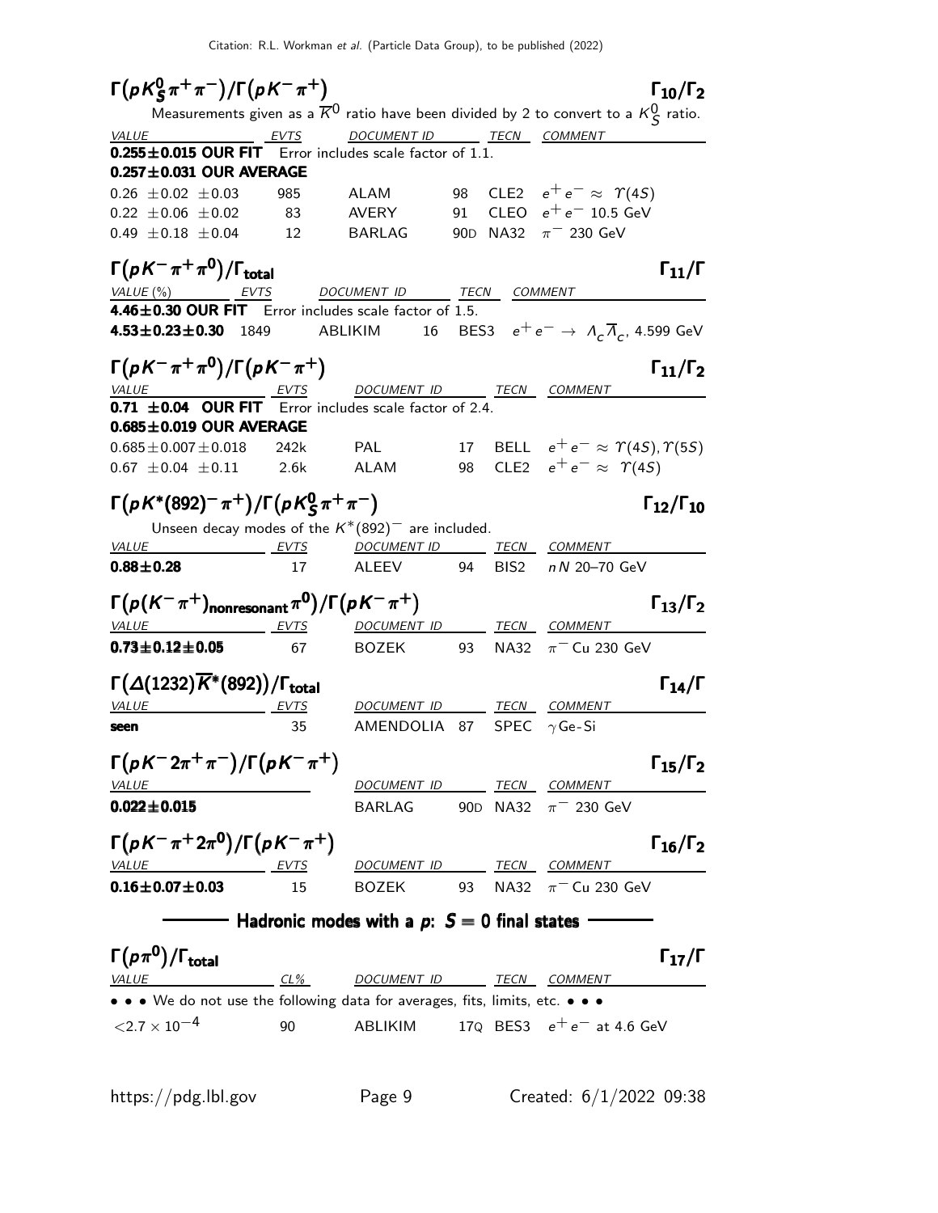$\Gamma(pK^0_S\pi^+\pi^-)/\Gamma(pK^-\pi^+)$ $\Gamma_{10}/\Gamma_2$

Measurements given as a $\overline{K}^0$ ratio have been divided by 2 to convert to a $K^0_S$ ratio.

| VALUE | EVTS | DOCUMENT ID | | TECN | COMMENT |
|---|---|---|---|---|---|
| **0.255±0.015 OUR FIT** Error includes scale factor of 1.1. | | | | | |
| **0.257±0.031 OUR AVERAGE** | | | | | |
| 0.26 ±0.02 ±0.03 | 985 | ALAM | 98 | CLE2 | $e^+e^- \approx \Upsilon(4S)$ |
| 0.22 ±0.06 ±0.02 | 83 | AVERY | 91 | CLEO | $e^+e^-$ 10.5 GeV |
| 0.49 ±0.18 ±0.04 | 12 | BARLAG | 90D | NA32 | $\pi^-$ 230 GeV |

$\Gamma(pK^-\pi^+\pi^0)/\Gamma_{total}$ $\Gamma_{11}/\Gamma$

| VALUE (%) | EVTS | DOCUMENT ID | | TECN | COMMENT |
|---|---|---|---|---|---|
| **4.46±0.30 OUR FIT** Error includes scale factor of 1.5. | | | | | |
| **4.53±0.23±0.30** | 1849 | ABLIKIM | 16 | BES3 | $e^+e^- \rightarrow \Lambda_c\overline{\Lambda}_c$, 4.599 GeV |

$\Gamma(pK^-\pi^+\pi^0)/\Gamma(pK^-\pi^+)$ $\Gamma_{11}/\Gamma_2$

| VALUE | EVTS | DOCUMENT ID | | TECN | COMMENT |
|---|---|---|---|---|---|
| **0.71 ±0.04 OUR FIT** Error includes scale factor of 2.4. | | | | | |
| **0.685±0.019 OUR AVERAGE** | | | | | |
| 0.685±0.007±0.018 | 242k | PAL | 17 | BELL | $e^+e^- \approx \Upsilon(4S), \Upsilon(5S)$ |
| 0.67 ±0.04 ±0.11 | 2.6k | ALAM | 98 | CLE2 | $e^+e^- \approx \Upsilon(4S)$ |

$\Gamma(pK^*(892)^-\pi^+)/\Gamma(pK^0_S\pi^+\pi^-)$ $\Gamma_{12}/\Gamma_{10}$

Unseen decay modes of the $K^*(892)^-$ are included.

| VALUE | EVTS | DOCUMENT ID | | TECN | COMMENT |
|---|---|---|---|---|---|
| **0.88±0.28** | 17 | ALEEV | 94 | BIS2 | $nN$ 20–70 GeV |

$\Gamma(p(K^-\pi^+)_{\text{nonresonant}}\pi^0)/\Gamma(pK^-\pi^+)$ $\Gamma_{13}/\Gamma_2$

| VALUE | EVTS | DOCUMENT ID | | TECN | COMMENT |
|---|---|---|---|---|---|
| **0.73±0.12±0.05** | 67 | BOZEK | 93 | NA32 | $\pi^-$ Cu 230 GeV |

$\Gamma(\Delta(1232)\overline{K}^*(892))/\Gamma_{total}$ $\Gamma_{14}/\Gamma$

| VALUE | EVTS | DOCUMENT ID | | TECN | COMMENT |
|---|---|---|---|---|---|
| **seen** | 35 | AMENDOLIA | 87 | SPEC | $\gamma$Ge-Si |

$\Gamma(pK^-2\pi^+\pi^-)/\Gamma(pK^-\pi^+)$ $\Gamma_{15}/\Gamma_2$

| VALUE | DOCUMENT ID | | TECN | COMMENT |
|---|---|---|---|---|
| **0.022±0.015** | BARLAG | 90D | NA32 | $\pi^-$ 230 GeV |

$\Gamma(pK^-\pi^+2\pi^0)/\Gamma(pK^-\pi^+)$ $\Gamma_{16}/\Gamma_2$

| VALUE | EVTS | DOCUMENT ID | | TECN | COMMENT |
|---|---|---|---|---|---|
| **0.16±0.07±0.03** | 15 | BOZEK | 93 | NA32 | $\pi^-$ Cu 230 GeV |

## Hadronic modes with a $p$: $S = 0$ final states

$\Gamma(p\pi^0)/\Gamma_{total}$ $\Gamma_{17}/\Gamma$

| VALUE | CL% | DOCUMENT ID | | TECN | COMMENT |
|---|---|---|---|---|---|
| • • • We do not use the following data for averages, fits, limits, etc. • • • | | | | | |
| $<2.7 \times 10^{-4}$ | 90 | ABLIKIM | 17Q | BES3 | $e^+e^-$ at 4.6 GeV |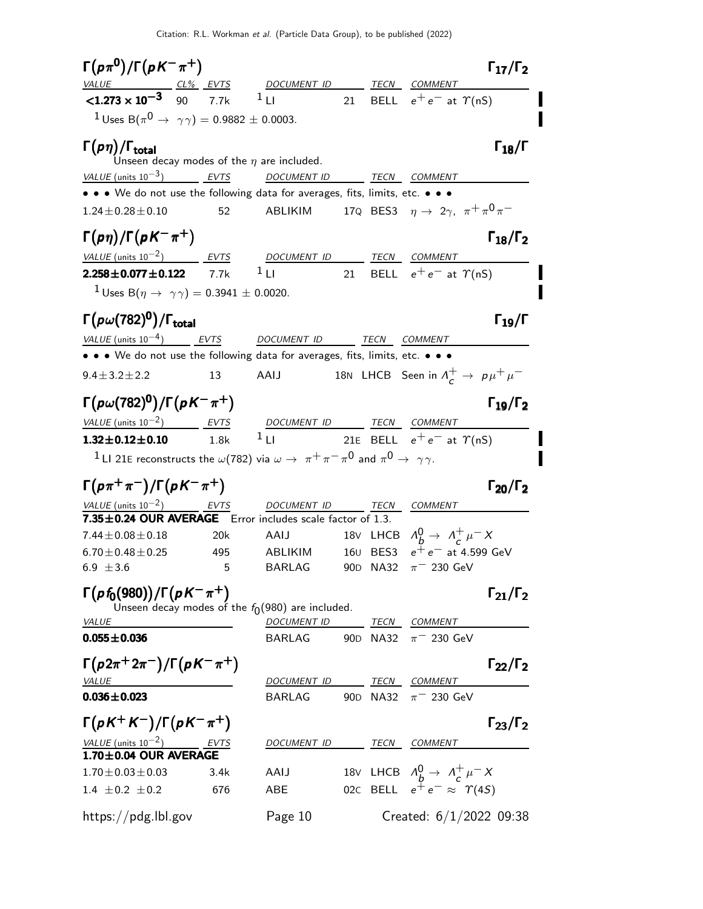## $\Gamma(p\pi^0)/\Gamma(pK^-\pi^+)$ — $\Gamma_{17}/\Gamma_2$

| VALUE | CL% | EVTS | DOCUMENT ID | | TECN | COMMENT |
|---|---|---|---|---|---|---|
| **$<1.273 \times 10^{-3}$** | 90 | 7.7k | [1] LI | 21 | BELL | $e^+e^-$ at $\Upsilon(nS)$ |

[1] Uses $B(\pi^0 \to \gamma\gamma) = 0.9882 \pm 0.0003$.

## $\Gamma(p\eta)/\Gamma_{total}$ — $\Gamma_{18}/\Gamma$

Unseen decay modes of the $\eta$ are included.

| VALUE (units $10^{-3}$) | EVTS | DOCUMENT ID | | TECN | COMMENT |
|---|---|---|---|---|---|
| • • • We do not use the following data for averages, fits, limits, etc. • • • | | | | | |
| $1.24 \pm 0.28 \pm 0.10$ | 52 | ABLIKIM | 17Q | BES3 | $\eta \to 2\gamma,\ \pi^+\pi^0\pi^-$ |

## $\Gamma(p\eta)/\Gamma(pK^-\pi^+)$ — $\Gamma_{18}/\Gamma_2$

| VALUE (units $10^{-2}$) | EVTS | DOCUMENT ID | | TECN | COMMENT |
|---|---|---|---|---|---|
| **$2.258 \pm 0.077 \pm 0.122$** | 7.7k | [1] LI | 21 | BELL | $e^+e^-$ at $\Upsilon(nS)$ |

[1] Uses $B(\eta \to \gamma\gamma) = 0.3941 \pm 0.0020$.

## $\Gamma(p\omega(782)^0)/\Gamma_{total}$ — $\Gamma_{19}/\Gamma$

| VALUE (units $10^{-4}$) | EVTS | DOCUMENT ID | | TECN | COMMENT |
|---|---|---|---|---|---|
| • • • We do not use the following data for averages, fits, limits, etc. • • • | | | | | |
| $9.4 \pm 3.2 \pm 2.2$ | 13 | AAIJ | 18N | LHCB | Seen in $\Lambda_c^+ \to p\mu^+\mu^-$ |

## $\Gamma(p\omega(782)^0)/\Gamma(pK^-\pi^+)$ — $\Gamma_{19}/\Gamma_2$

| VALUE (units $10^{-2}$) | EVTS | DOCUMENT ID | | TECN | COMMENT |
|---|---|---|---|---|---|
| **$1.32 \pm 0.12 \pm 0.10$** | 1.8k | [1] LI | 21E | BELL | $e^+e^-$ at $\Upsilon(nS)$ |

[1] LI 21E reconstructs the $\omega(782)$ via $\omega \to \pi^+\pi^-\pi^0$ and $\pi^0 \to \gamma\gamma$.

## $\Gamma(p\pi^+\pi^-)/\Gamma(pK^-\pi^+)$ — $\Gamma_{20}/\Gamma_2$

| VALUE (units $10^{-2}$) | EVTS | DOCUMENT ID | | TECN | COMMENT |
|---|---|---|---|---|---|
| **$7.35 \pm 0.24$ OUR AVERAGE** | Error includes scale factor of 1.3. | | | | |
| $7.44 \pm 0.08 \pm 0.18$ | 20k | AAIJ | 18V | LHCB | $\Lambda_b^0 \to \Lambda_c^+\mu^- X$ |
| $6.70 \pm 0.48 \pm 0.25$ | 495 | ABLIKIM | 16U | BES3 | $e^+e^-$ at 4.599 GeV |
| $6.9 \pm 3.6$ | 5 | BARLAG | 90D | NA32 | $\pi^-$ 230 GeV |

## $\Gamma(pf_0(980))/\Gamma(pK^-\pi^+)$ — $\Gamma_{21}/\Gamma_2$

Unseen decay modes of the $f_0(980)$ are included.

| VALUE | DOCUMENT ID | | TECN | COMMENT |
|---|---|---|---|---|
| **$0.055 \pm 0.036$** | BARLAG | 90D | NA32 | $\pi^-$ 230 GeV |

## $\Gamma(p2\pi^+2\pi^-)/\Gamma(pK^-\pi^+)$ — $\Gamma_{22}/\Gamma_2$

| VALUE | DOCUMENT ID | | TECN | COMMENT |
|---|---|---|---|---|
| **$0.036 \pm 0.023$** | BARLAG | 90D | NA32 | $\pi^-$ 230 GeV |

## $\Gamma(pK^+K^-)/\Gamma(pK^-\pi^+)$ — $\Gamma_{23}/\Gamma_2$

| VALUE (units $10^{-2}$) | EVTS | DOCUMENT ID | | TECN | COMMENT |
|---|---|---|---|---|---|
| **$1.70 \pm 0.04$ OUR AVERAGE** | | | | | |
| $1.70 \pm 0.03 \pm 0.03$ | 3.4k | AAIJ | 18V | LHCB | $\Lambda_b^0 \to \Lambda_c^+\mu^- X$ |
| $1.4 \pm 0.2 \pm 0.2$ | 676 | ABE | 02C | BELL | $e^+e^- \approx \Upsilon(4S)$ |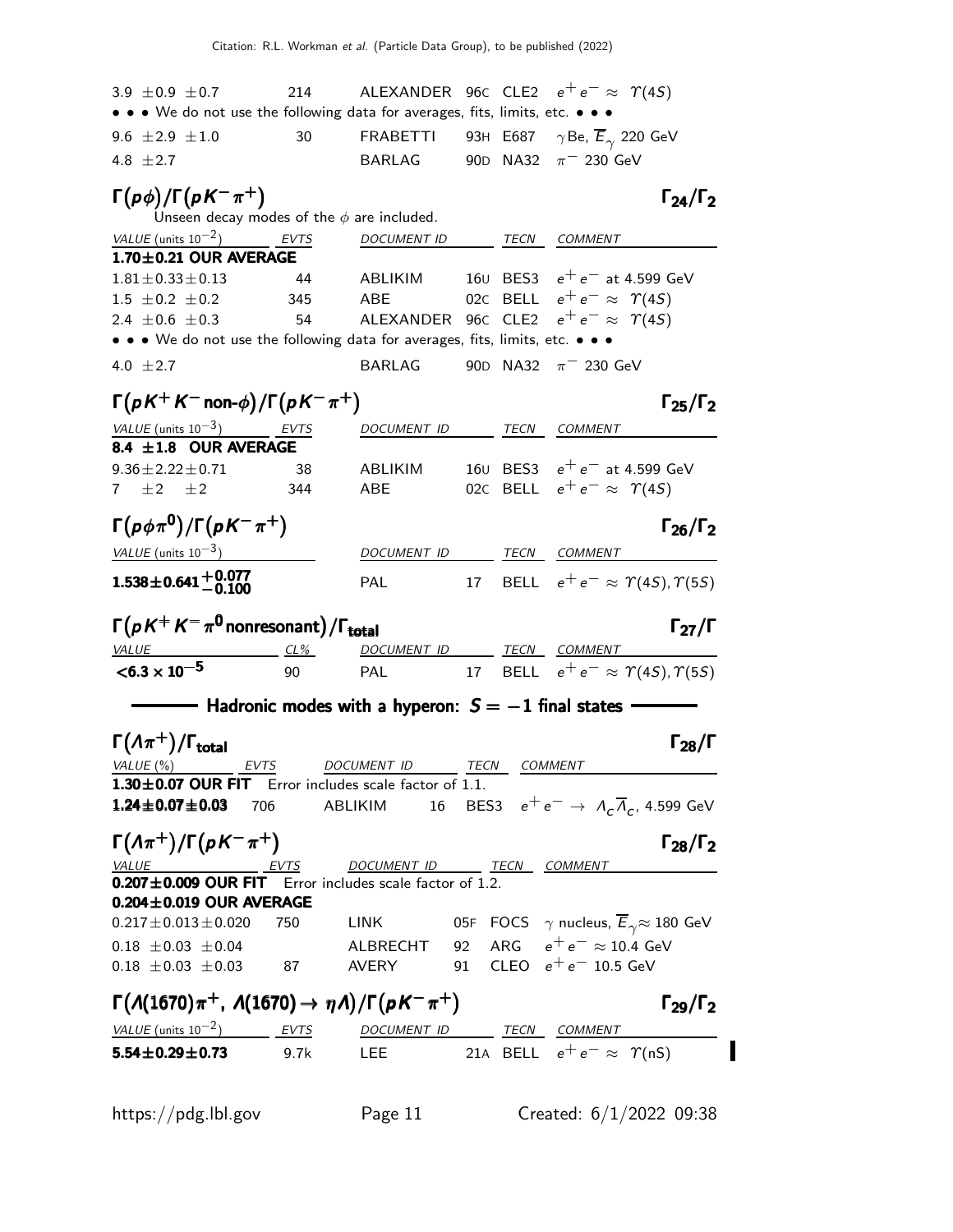| VALUE | EVTS | DOCUMENT ID | | TECN | COMMENT |
|---|---|---|---|---|---|
| $3.9 \pm 0.9 \pm 0.7$ | 214 | ALEXANDER | 96C | CLE2 | $e^+e^- \approx \Upsilon(4S)$ |
| • • • We do not use the following data for averages, fits, limits, etc. • • • | | | | | |
| $9.6 \pm 2.9 \pm 1.0$ | 30 | FRABETTI | 93H | E687 | $\gamma$Be, $\overline{E}_\gamma$ 220 GeV |
| $4.8 \pm 2.7$ | | BARLAG | 90D | NA32 | $\pi^-$ 230 GeV |

### $\Gamma(p\phi)/\Gamma(pK^-\pi^+)$ — $\Gamma_{24}/\Gamma_2$

Unseen decay modes of the $\phi$ are included.

| VALUE (units $10^{-2}$) | EVTS | DOCUMENT ID | | TECN | COMMENT |
|---|---|---|---|---|---|
| **1.70±0.21 OUR AVERAGE** | | | | | |
| $1.81 \pm 0.33 \pm 0.13$ | 44 | ABLIKIM | 16U | BES3 | $e^+e^-$ at 4.599 GeV |
| $1.5 \pm 0.2 \pm 0.2$ | 345 | ABE | 02C | BELL | $e^+e^- \approx \Upsilon(4S)$ |
| $2.4 \pm 0.6 \pm 0.3$ | 54 | ALEXANDER | 96C | CLE2 | $e^+e^- \approx \Upsilon(4S)$ |
| • • • We do not use the following data for averages, fits, limits, etc. • • • | | | | | |
| $4.0 \pm 2.7$ | | BARLAG | 90D | NA32 | $\pi^-$ 230 GeV |

### $\Gamma(pK^+K^-\text{non-}\phi)/\Gamma(pK^-\pi^+)$ — $\Gamma_{25}/\Gamma_2$

| VALUE (units $10^{-3}$) | EVTS | DOCUMENT ID | | TECN | COMMENT |
|---|---|---|---|---|---|
| **8.4 ±1.8 OUR AVERAGE** | | | | | |
| $9.36 \pm 2.22 \pm 0.71$ | 38 | ABLIKIM | 16U | BES3 | $e^+e^-$ at 4.599 GeV |
| $7 \pm 2 \pm 2$ | 344 | ABE | 02C | BELL | $e^+e^- \approx \Upsilon(4S)$ |

### $\Gamma(p\phi\pi^0)/\Gamma(pK^-\pi^+)$ — $\Gamma_{26}/\Gamma_2$

| VALUE (units $10^{-3}$) | DOCUMENT ID | | TECN | COMMENT |
|---|---|---|---|---|
| $\mathbf{1.538 \pm 0.641^{+0.077}_{-0.100}}$ | PAL | 17 | BELL | $e^+e^- \approx \Upsilon(4S), \Upsilon(5S)$ |

### $\Gamma(pK^+K^-\pi^0\text{ nonresonant})/\Gamma_{\text{total}}$ — $\Gamma_{27}/\Gamma$

| VALUE | CL% | DOCUMENT ID | | TECN | COMMENT |
|---|---|---|---|---|---|
| $\mathbf{<6.3 \times 10^{-5}}$ | 90 | PAL | 17 | BELL | $e^+e^- \approx \Upsilon(4S), \Upsilon(5S)$ |

## Hadronic modes with a hyperon: $S = -1$ final states

### $\Gamma(\Lambda\pi^+)/\Gamma_{\text{total}}$ — $\Gamma_{28}/\Gamma$

| VALUE (%) | EVTS | DOCUMENT ID | | TECN | COMMENT |
|---|---|---|---|---|---|
| **1.30±0.07 OUR FIT** Error includes scale factor of 1.1. | | | | | |
| $\mathbf{1.24 \pm 0.07 \pm 0.03}$ | 706 | ABLIKIM | 16 | BES3 | $e^+e^- \rightarrow \Lambda_c\overline{\Lambda}_c$, 4.599 GeV |

### $\Gamma(\Lambda\pi^+)/\Gamma(pK^-\pi^+)$ — $\Gamma_{28}/\Gamma_2$

| VALUE | EVTS | DOCUMENT ID | | TECN | COMMENT |
|---|---|---|---|---|---|
| **0.207±0.009 OUR FIT** Error includes scale factor of 1.2. | | | | | |
| **0.204±0.019 OUR AVERAGE** | | | | | |
| $0.217 \pm 0.013 \pm 0.020$ | 750 | LINK | 05F | FOCS | $\gamma$ nucleus, $\overline{E}_\gamma \approx$ 180 GeV |
| $0.18 \pm 0.03 \pm 0.04$ | | ALBRECHT | 92 | ARG | $e^+e^- \approx$ 10.4 GeV |
| $0.18 \pm 0.03 \pm 0.03$ | 87 | AVERY | 91 | CLEO | $e^+e^-$ 10.5 GeV |

### $\Gamma(\Lambda(1670)\pi^+,\ \Lambda(1670) \rightarrow \eta\Lambda)/\Gamma(pK^-\pi^+)$ — $\Gamma_{29}/\Gamma_2$

| VALUE (units $10^{-2}$) | EVTS | DOCUMENT ID | | TECN | COMMENT |
|---|---|---|---|---|---|
| $\mathbf{5.54 \pm 0.29 \pm 0.73}$ | 9.7k | LEE | 21A | BELL | $e^+e^- \approx \Upsilon(nS)$ |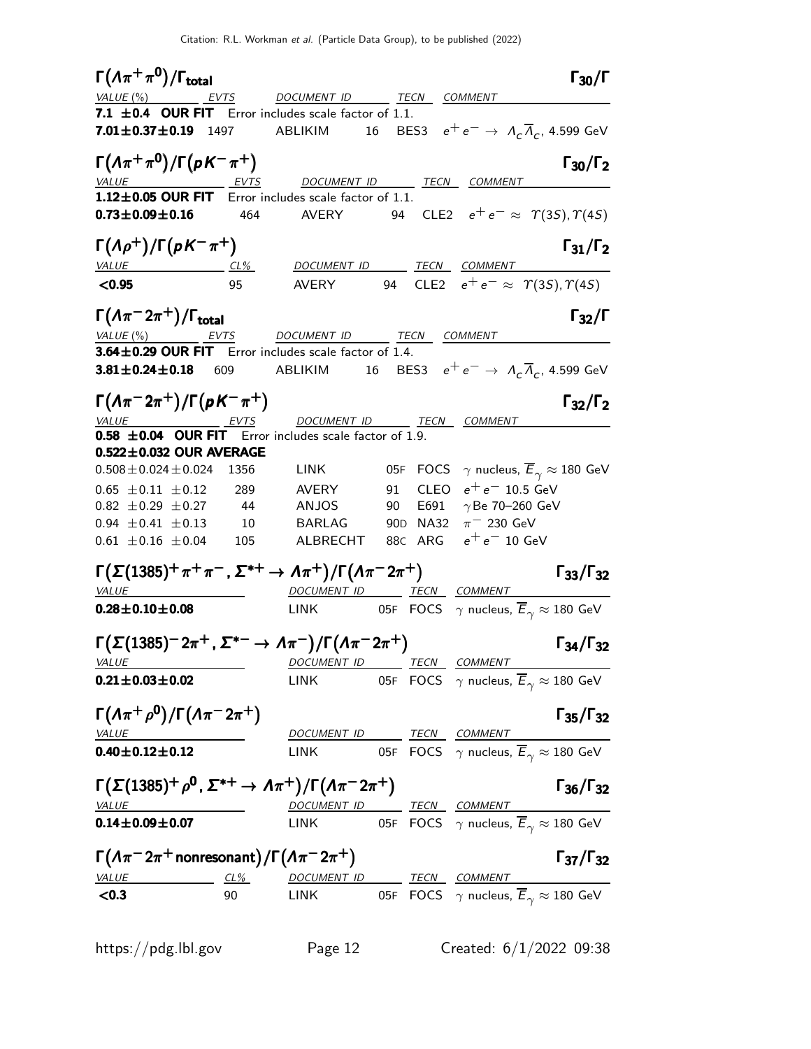### $\Gamma(\Lambda\pi^+\pi^0)/\Gamma_{\text{total}}$ — $\Gamma_{30}/\Gamma$

| VALUE (%) | EVTS | DOCUMENT ID | | TECN | COMMENT |
|---|---|---|---|---|---|
| **7.1 ±0.4 OUR FIT** Error includes scale factor of 1.1. | | | | | |
| **7.01±0.37±0.19** | 1497 | ABLIKIM | 16 | BES3 | $e^+e^- \to \Lambda_c\overline{\Lambda}_c$, 4.599 GeV |

### $\Gamma(\Lambda\pi^+\pi^0)/\Gamma(pK^-\pi^+)$ — $\Gamma_{30}/\Gamma_2$

| VALUE | EVTS | DOCUMENT ID | | TECN | COMMENT |
|---|---|---|---|---|---|
| **1.12±0.05 OUR FIT** Error includes scale factor of 1.1. | | | | | |
| **0.73±0.09±0.16** | 464 | AVERY | 94 | CLE2 | $e^+e^- \approx \Upsilon(3S), \Upsilon(4S)$ |

### $\Gamma(\Lambda\rho^+)/\Gamma(pK^-\pi^+)$ — $\Gamma_{31}/\Gamma_2$

| VALUE | CL% | DOCUMENT ID | | TECN | COMMENT |
|---|---|---|---|---|---|
| **<0.95** | 95 | AVERY | 94 | CLE2 | $e^+e^- \approx \Upsilon(3S), \Upsilon(4S)$ |

### $\Gamma(\Lambda\pi^-2\pi^+)/\Gamma_{\text{total}}$ — $\Gamma_{32}/\Gamma$

| VALUE (%) | EVTS | DOCUMENT ID | | TECN | COMMENT |
|---|---|---|---|---|---|
| **3.64±0.29 OUR FIT** Error includes scale factor of 1.4. | | | | | |
| **3.81±0.24±0.18** | 609 | ABLIKIM | 16 | BES3 | $e^+e^- \to \Lambda_c\overline{\Lambda}_c$, 4.599 GeV |

### $\Gamma(\Lambda\pi^-2\pi^+)/\Gamma(pK^-\pi^+)$ — $\Gamma_{32}/\Gamma_2$

| VALUE | EVTS | DOCUMENT ID | | TECN | COMMENT |
|---|---|---|---|---|---|
| **0.58 ±0.04 OUR FIT** Error includes scale factor of 1.9. | | | | | |
| **0.522±0.032 OUR AVERAGE** | | | | | |
| 0.508±0.024±0.024 | 1356 | LINK | 05F | FOCS | $\gamma$ nucleus, $\overline{E}_\gamma \approx$ 180 GeV |
| 0.65 ±0.11 ±0.12 | 289 | AVERY | 91 | CLEO | $e^+e^-$ 10.5 GeV |
| 0.82 ±0.29 ±0.27 | 44 | ANJOS | 90 | E691 | $\gamma$Be 70–260 GeV |
| 0.94 ±0.41 ±0.13 | 10 | BARLAG | 90D | NA32 | $\pi^-$ 230 GeV |
| 0.61 ±0.16 ±0.04 | 105 | ALBRECHT | 88C | ARG | $e^+e^-$ 10 GeV |

### $\Gamma(\Sigma(1385)^+\pi^+\pi^-, \Sigma^{*+} \to \Lambda\pi^+)/\Gamma(\Lambda\pi^-2\pi^+)$ — $\Gamma_{33}/\Gamma_{32}$

| VALUE | DOCUMENT ID | | TECN | COMMENT |
|---|---|---|---|---|
| **0.28±0.10±0.08** | LINK | 05F | FOCS | $\gamma$ nucleus, $\overline{E}_\gamma \approx$ 180 GeV |

### $\Gamma(\Sigma(1385)^-2\pi^+, \Sigma^{*-} \to \Lambda\pi^-)/\Gamma(\Lambda\pi^-2\pi^+)$ — $\Gamma_{34}/\Gamma_{32}$

| VALUE | DOCUMENT ID | | TECN | COMMENT |
|---|---|---|---|---|
| **0.21±0.03±0.02** | LINK | 05F | FOCS | $\gamma$ nucleus, $\overline{E}_\gamma \approx$ 180 GeV |

### $\Gamma(\Lambda\pi^+\rho^0)/\Gamma(\Lambda\pi^-2\pi^+)$ — $\Gamma_{35}/\Gamma_{32}$

| VALUE | DOCUMENT ID | | TECN | COMMENT |
|---|---|---|---|---|
| **0.40±0.12±0.12** | LINK | 05F | FOCS | $\gamma$ nucleus, $\overline{E}_\gamma \approx$ 180 GeV |

### $\Gamma(\Sigma(1385)^+\rho^0, \Sigma^{*+} \to \Lambda\pi^+)/\Gamma(\Lambda\pi^-2\pi^+)$ — $\Gamma_{36}/\Gamma_{32}$

| VALUE | DOCUMENT ID | | TECN | COMMENT |
|---|---|---|---|---|
| **0.14±0.09±0.07** | LINK | 05F | FOCS | $\gamma$ nucleus, $\overline{E}_\gamma \approx$ 180 GeV |

### $\Gamma(\Lambda\pi^-2\pi^+ \text{nonresonant})/\Gamma(\Lambda\pi^-2\pi^+)$ — $\Gamma_{37}/\Gamma_{32}$

| VALUE | CL% | DOCUMENT ID | | TECN | COMMENT |
|---|---|---|---|---|---|
| **<0.3** | 90 | LINK | 05F | FOCS | $\gamma$ nucleus, $\overline{E}_\gamma \approx$ 180 GeV |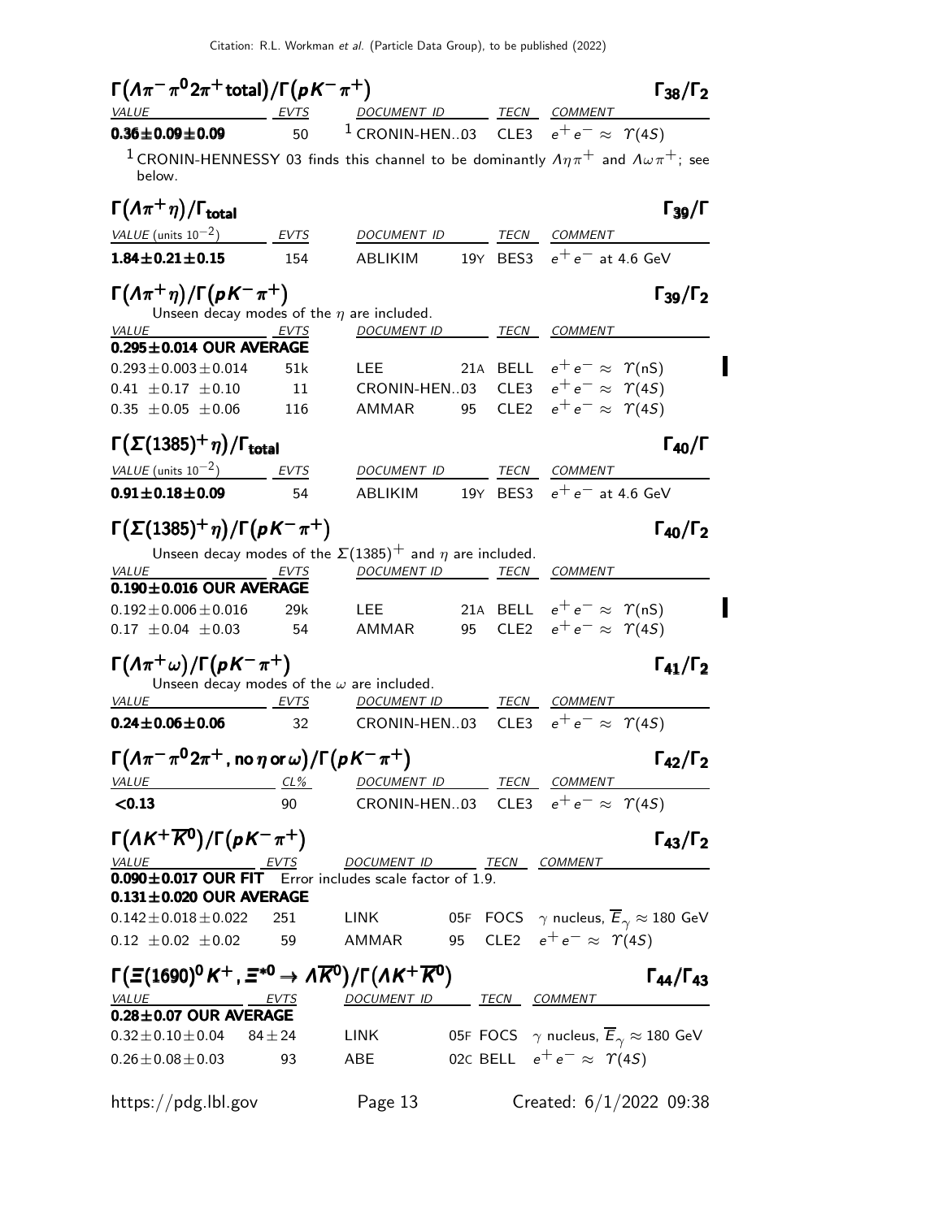### $\Gamma(\Lambda\pi^-\pi^0 2\pi^+ \text{total})/\Gamma(pK^-\pi^+)$ — $\Gamma_{38}/\Gamma_2$

| VALUE | EVTS | DOCUMENT ID | TECN | COMMENT |
|---|---|---|---|---|
| **0.36±0.09±0.09** | 50 | [1] CRONIN-HEN..03 | CLE3 | $e^+e^- \approx \Upsilon(4S)$ |

[1] CRONIN-HENNESSY 03 finds this channel to be dominantly $\Lambda\eta\pi^+$ and $\Lambda\omega\pi^+$; see below.

### $\Gamma(\Lambda\pi^+\eta)/\Gamma_{\text{total}}$ — $\Gamma_{39}/\Gamma$

| VALUE (units $10^{-2}$) | EVTS | DOCUMENT ID | | TECN | COMMENT |
|---|---|---|---|---|---|
| **1.84±0.21±0.15** | 154 | ABLIKIM | 19Y | BES3 | $e^+e^-$ at 4.6 GeV |

### $\Gamma(\Lambda\pi^+\eta)/\Gamma(pK^-\pi^+)$ — $\Gamma_{39}/\Gamma_2$

Unseen decay modes of the $\eta$ are included.

| VALUE | EVTS | DOCUMENT ID | | TECN | COMMENT |
|---|---|---|---|---|---|
| **0.295±0.014 OUR AVERAGE** | | | | | |
| 0.293±0.003±0.014 | 51k | LEE | 21A | BELL | $e^+e^- \approx \Upsilon(nS)$ |
| 0.41 ±0.17 ±0.10 | 11 | CRONIN-HEN..03 | | CLE3 | $e^+e^- \approx \Upsilon(4S)$ |
| 0.35 ±0.05 ±0.06 | 116 | AMMAR | 95 | CLE2 | $e^+e^- \approx \Upsilon(4S)$ |

### $\Gamma(\Sigma(1385)^+\eta)/\Gamma_{\text{total}}$ — $\Gamma_{40}/\Gamma$

| VALUE (units $10^{-2}$) | EVTS | DOCUMENT ID | | TECN | COMMENT |
|---|---|---|---|---|---|
| **0.91±0.18±0.09** | 54 | ABLIKIM | 19Y | BES3 | $e^+e^-$ at 4.6 GeV |

### $\Gamma(\Sigma(1385)^+\eta)/\Gamma(pK^-\pi^+)$ — $\Gamma_{40}/\Gamma_2$

Unseen decay modes of the $\Sigma(1385)^+$ and $\eta$ are included.

| VALUE | EVTS | DOCUMENT ID | | TECN | COMMENT |
|---|---|---|---|---|---|
| **0.190±0.016 OUR AVERAGE** | | | | | |
| 0.192±0.006±0.016 | 29k | LEE | 21A | BELL | $e^+e^- \approx \Upsilon(nS)$ |
| 0.17 ±0.04 ±0.03 | 54 | AMMAR | 95 | CLE2 | $e^+e^- \approx \Upsilon(4S)$ |

### $\Gamma(\Lambda\pi^+\omega)/\Gamma(pK^-\pi^+)$ — $\Gamma_{41}/\Gamma_2$

Unseen decay modes of the $\omega$ are included.

| VALUE | EVTS | DOCUMENT ID | TECN | COMMENT |
|---|---|---|---|---|
| **0.24±0.06±0.06** | 32 | CRONIN-HEN..03 | CLE3 | $e^+e^- \approx \Upsilon(4S)$ |

### $\Gamma(\Lambda\pi^-\pi^0 2\pi^+, \text{no}\ \eta\ \text{or}\ \omega)/\Gamma(pK^-\pi^+)$ — $\Gamma_{42}/\Gamma_2$

| VALUE | CL% | DOCUMENT ID | TECN | COMMENT |
|---|---|---|---|---|
| **<0.13** | 90 | CRONIN-HEN..03 | CLE3 | $e^+e^- \approx \Upsilon(4S)$ |

### $\Gamma(\Lambda K^+\overline{K}^0)/\Gamma(pK^-\pi^+)$ — $\Gamma_{43}/\Gamma_2$

| VALUE | EVTS | DOCUMENT ID | | TECN | COMMENT |
|---|---|---|---|---|---|
| **0.090±0.017 OUR FIT** Error includes scale factor of 1.9. | | | | | |
| **0.131±0.020 OUR AVERAGE** | | | | | |
| 0.142±0.018±0.022 | 251 | LINK | 05F | FOCS | $\gamma$ nucleus, $\overline{E}_\gamma \approx 180$ GeV |
| 0.12 ±0.02 ±0.02 | 59 | AMMAR | 95 | CLE2 | $e^+e^- \approx \Upsilon(4S)$ |

### $\Gamma(\Xi(1690)^0 K^+, \Xi^{*0} \to \Lambda\overline{K}^0)/\Gamma(\Lambda K^+\overline{K}^0)$ — $\Gamma_{44}/\Gamma_{43}$

| VALUE | EVTS | DOCUMENT ID | | TECN | COMMENT |
|---|---|---|---|---|---|
| **0.28±0.07 OUR AVERAGE** | | | | | |
| 0.32±0.10±0.04 | 84±24 | LINK | 05F | FOCS | $\gamma$ nucleus, $\overline{E}_\gamma \approx 180$ GeV |
| 0.26±0.08±0.03 | 93 | ABE | 02C | BELL | $e^+e^- \approx \Upsilon(4S)$ |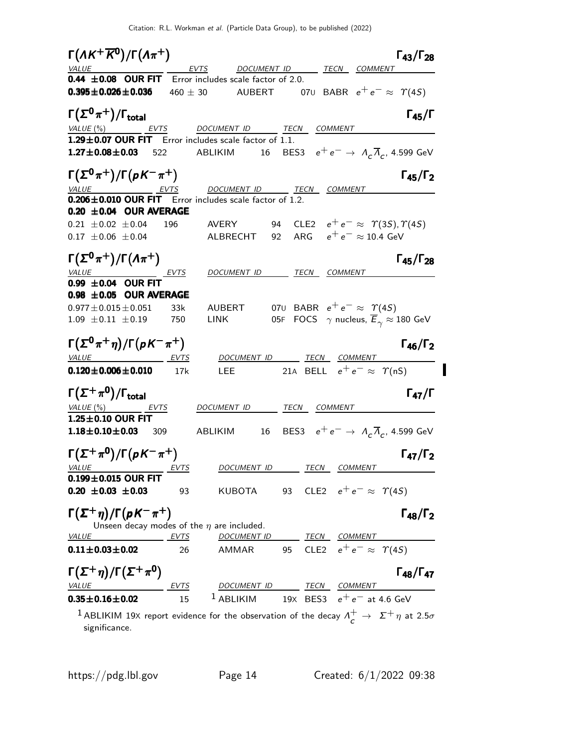### $\Gamma(\Lambda K^+ \overline{K}^0)/\Gamma(\Lambda\pi^+)$ $\Gamma_{43}/\Gamma_{28}$

| VALUE | EVTS | DOCUMENT ID | | TECN | COMMENT |
|---|---|---|---|---|---|
| **0.44 ±0.08 OUR FIT** Error includes scale factor of 2.0. | | | | | |
| **0.395±0.026±0.036** | 460 ± 30 | AUBERT | 07U | BABR | $e^+e^- \approx \Upsilon(4S)$ |

### $\Gamma(\Sigma^0\pi^+)/\Gamma_{\text{total}}$ $\Gamma_{45}/\Gamma$

| VALUE (%) | EVTS | DOCUMENT ID | | TECN | COMMENT |
|---|---|---|---|---|---|
| **1.29±0.07 OUR FIT** Error includes scale factor of 1.1. | | | | | |
| **1.27±0.08±0.03** | 522 | ABLIKIM | 16 | BES3 | $e^+e^- \rightarrow \Lambda_c\overline{\Lambda}_c$, 4.599 GeV |

### $\Gamma(\Sigma^0\pi^+)/\Gamma(pK^-\pi^+)$ $\Gamma_{45}/\Gamma_2$

| VALUE | EVTS | DOCUMENT ID | | TECN | COMMENT |
|---|---|---|---|---|---|
| **0.206±0.010 OUR FIT** Error includes scale factor of 1.2. | | | | | |
| **0.20 ±0.04 OUR AVERAGE** | | | | | |
| 0.21 ±0.02 ±0.04 | 196 | AVERY | 94 | CLE2 | $e^+e^- \approx \Upsilon(3S), \Upsilon(4S)$ |
| 0.17 ±0.06 ±0.04 | | ALBRECHT | 92 | ARG | $e^+e^- \approx 10.4$ GeV |

### $\Gamma(\Sigma^0\pi^+)/\Gamma(\Lambda\pi^+)$ $\Gamma_{45}/\Gamma_{28}$

| VALUE | EVTS | DOCUMENT ID | | TECN | COMMENT |
|---|---|---|---|---|---|
| **0.99 ±0.04 OUR FIT** | | | | | |
| **0.98 ±0.05 OUR AVERAGE** | | | | | |
| 0.977±0.015±0.051 | 33k | AUBERT | 07U | BABR | $e^+e^- \approx \Upsilon(4S)$ |
| 1.09 ±0.11 ±0.19 | 750 | LINK | 05F | FOCS | $\gamma$ nucleus, $\overline{E}_\gamma \approx 180$ GeV |

### $\Gamma(\Sigma^0\pi^+\eta)/\Gamma(pK^-\pi^+)$ $\Gamma_{46}/\Gamma_2$

| VALUE | EVTS | DOCUMENT ID | | TECN | COMMENT |
|---|---|---|---|---|---|
| **0.120±0.006±0.010** | 17k | LEE | 21A | BELL | $e^+e^- \approx \Upsilon(nS)$ |

### $\Gamma(\Sigma^+\pi^0)/\Gamma_{\text{total}}$ $\Gamma_{47}/\Gamma$

| VALUE (%) | EVTS | DOCUMENT ID | | TECN | COMMENT |
|---|---|---|---|---|---|
| **1.25±0.10 OUR FIT** | | | | | |
| **1.18±0.10±0.03** | 309 | ABLIKIM | 16 | BES3 | $e^+e^- \rightarrow \Lambda_c\overline{\Lambda}_c$, 4.599 GeV |

### $\Gamma(\Sigma^+\pi^0)/\Gamma(pK^-\pi^+)$ $\Gamma_{47}/\Gamma_2$

| VALUE | EVTS | DOCUMENT ID | | TECN | COMMENT |
|---|---|---|---|---|---|
| **0.199±0.015 OUR FIT** | | | | | |
| **0.20 ±0.03 ±0.03** | 93 | KUBOTA | 93 | CLE2 | $e^+e^- \approx \Upsilon(4S)$ |

### $\Gamma(\Sigma^+\eta)/\Gamma(pK^-\pi^+)$ $\Gamma_{48}/\Gamma_2$

Unseen decay modes of the $\eta$ are included.

| VALUE | EVTS | DOCUMENT ID | | TECN | COMMENT |
|---|---|---|---|---|---|
| **0.11±0.03±0.02** | 26 | AMMAR | 95 | CLE2 | $e^+e^- \approx \Upsilon(4S)$ |

### $\Gamma(\Sigma^+\eta)/\Gamma(\Sigma^+\pi^0)$ $\Gamma_{48}/\Gamma_{47}$

| VALUE | EVTS | DOCUMENT ID | | TECN | COMMENT |
|---|---|---|---|---|---|
| **0.35±0.16±0.02** | 15 | [1] ABLIKIM | 19X | BES3 | $e^+e^-$ at 4.6 GeV |

[1] ABLIKIM 19X report evidence for the observation of the decay $\Lambda_c^+ \rightarrow \Sigma^+\eta$ at 2.5$\sigma$ significance.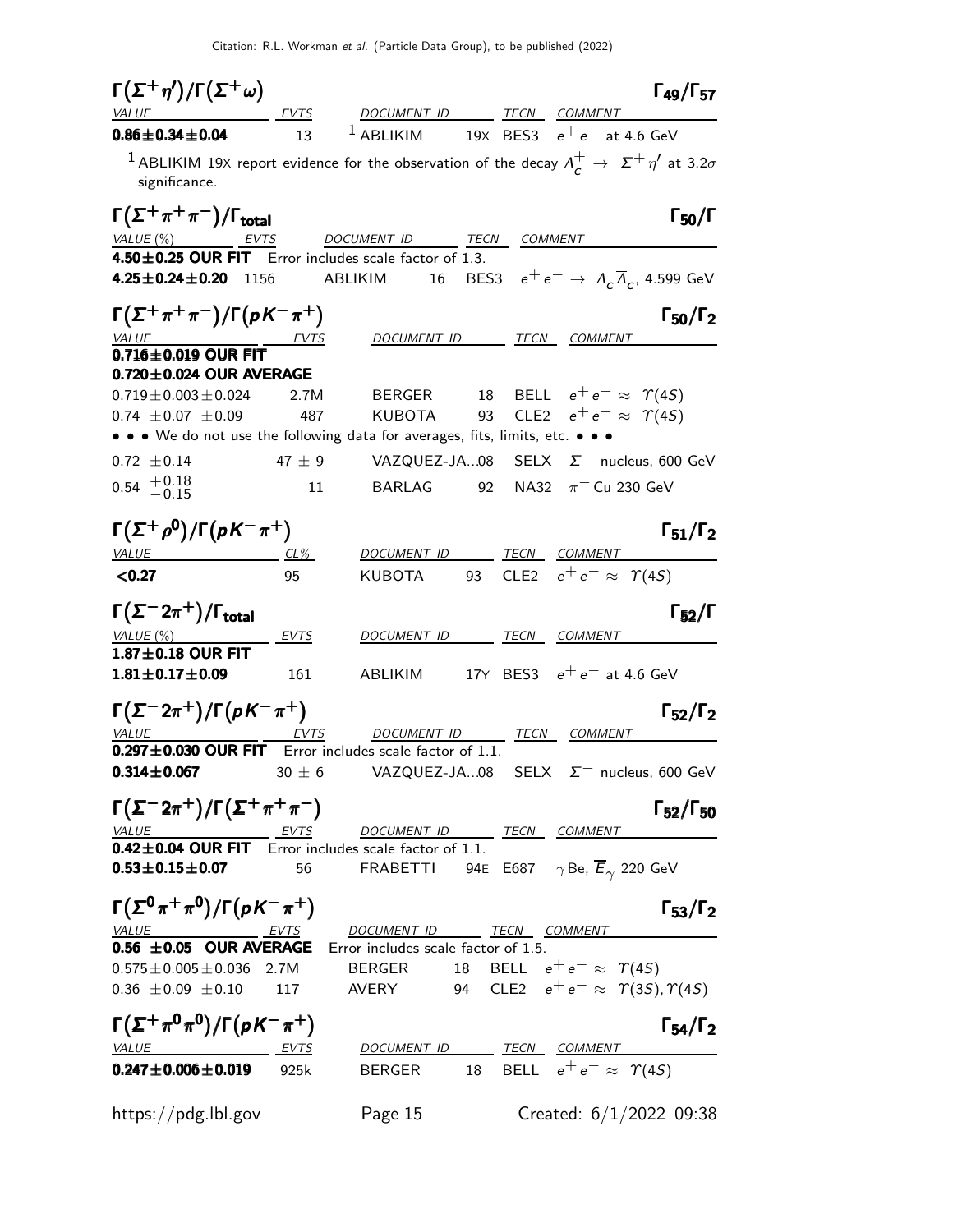## $\Gamma(\Sigma^+\eta')/\Gamma(\Sigma^+\omega)$ $\Gamma_{49}/\Gamma_{57}$

| VALUE | EVTS | DOCUMENT ID | | TECN | COMMENT |
|---|---|---|---|---|---|
| **0.86±0.34±0.04** | 13 | [1] ABLIKIM | 19X | BES3 | $e^+e^-$ at 4.6 GeV |

[1] ABLIKIM 19X report evidence for the observation of the decay $\Lambda_c^+ \to \Sigma^+\eta'$ at 3.2$\sigma$ significance.

## $\Gamma(\Sigma^+\pi^+\pi^-)/\Gamma_{\text{total}}$ $\Gamma_{50}/\Gamma$

| VALUE (%) | EVTS | DOCUMENT ID | | TECN | COMMENT |
|---|---|---|---|---|---|
| **4.50±0.25 OUR FIT** Error includes scale factor of 1.3. | | | | | |
| **4.25±0.24±0.20** | 1156 | ABLIKIM | 16 | BES3 | $e^+e^- \to \Lambda_c\overline{\Lambda}_c$, 4.599 GeV |

## $\Gamma(\Sigma^+\pi^+\pi^-)/\Gamma(pK^-\pi^+)$ $\Gamma_{50}/\Gamma_2$

| VALUE | EVTS | DOCUMENT ID | | TECN | COMMENT |
|---|---|---|---|---|---|
| **0.716±0.019 OUR FIT** | | | | | |
| **0.720±0.024 OUR AVERAGE** | | | | | |
| 0.719±0.003±0.024 | 2.7M | BERGER | 18 | BELL | $e^+e^- \approx \Upsilon(4S)$ |
| 0.74 ±0.07 ±0.09 | 487 | KUBOTA | 93 | CLE2 | $e^+e^- \approx \Upsilon(4S)$ |
| • • • We do not use the following data for averages, fits, limits, etc. • • • | | | | | |
| 0.72 ±0.14 | 47 ± 9 | VAZQUEZ-JA...08 | | SELX | $\Sigma^-$ nucleus, 600 GeV |
| $0.54\ ^{+0.18}_{-0.15}$ | 11 | BARLAG | 92 | NA32 | $\pi^-$ Cu 230 GeV |

## $\Gamma(\Sigma^+\rho^0)/\Gamma(pK^-\pi^+)$ $\Gamma_{51}/\Gamma_2$

| VALUE | CL% | DOCUMENT ID | | TECN | COMMENT |
|---|---|---|---|---|---|
| **<0.27** | 95 | KUBOTA | 93 | CLE2 | $e^+e^- \approx \Upsilon(4S)$ |

## $\Gamma(\Sigma^-2\pi^+)/\Gamma_{\text{total}}$ $\Gamma_{52}/\Gamma$

| VALUE (%) | EVTS | DOCUMENT ID | | TECN | COMMENT |
|---|---|---|---|---|---|
| **1.87±0.18 OUR FIT** | | | | | |
| **1.81±0.17±0.09** | 161 | ABLIKIM | 17Y | BES3 | $e^+e^-$ at 4.6 GeV |

## $\Gamma(\Sigma^-2\pi^+)/\Gamma(pK^-\pi^+)$ $\Gamma_{52}/\Gamma_2$

| VALUE | EVTS | DOCUMENT ID | | TECN | COMMENT |
|---|---|---|---|---|---|
| **0.297±0.030 OUR FIT** Error includes scale factor of 1.1. | | | | | |
| **0.314±0.067** | 30 ± 6 | VAZQUEZ-JA...08 | | SELX | $\Sigma^-$ nucleus, 600 GeV |

## $\Gamma(\Sigma^-2\pi^+)/\Gamma(\Sigma^+\pi^+\pi^-)$ $\Gamma_{52}/\Gamma_{50}$

| VALUE | EVTS | DOCUMENT ID | | TECN | COMMENT |
|---|---|---|---|---|---|
| **0.42±0.04 OUR FIT** Error includes scale factor of 1.1. | | | | | |
| **0.53±0.15±0.07** | 56 | FRABETTI | 94E | E687 | $\gamma$Be, $\overline{E}_\gamma$ 220 GeV |

## $\Gamma(\Sigma^0\pi^+\pi^0)/\Gamma(pK^-\pi^+)$ $\Gamma_{53}/\Gamma_2$

| VALUE | EVTS | DOCUMENT ID | | TECN | COMMENT |
|---|---|---|---|---|---|
| **0.56 ±0.05 OUR AVERAGE** Error includes scale factor of 1.5. | | | | | |
| 0.575±0.005±0.036 | 2.7M | BERGER | 18 | BELL | $e^+e^- \approx \Upsilon(4S)$ |
| 0.36 ±0.09 ±0.10 | 117 | AVERY | 94 | CLE2 | $e^+e^- \approx \Upsilon(3S), \Upsilon(4S)$ |

## $\Gamma(\Sigma^+\pi^0\pi^0)/\Gamma(pK^-\pi^+)$ $\Gamma_{54}/\Gamma_2$

| VALUE | EVTS | DOCUMENT ID | | TECN | COMMENT |
|---|---|---|---|---|---|
| **0.247±0.006±0.019** | 925k | BERGER | 18 | BELL | $e^+e^- \approx \Upsilon(4S)$ |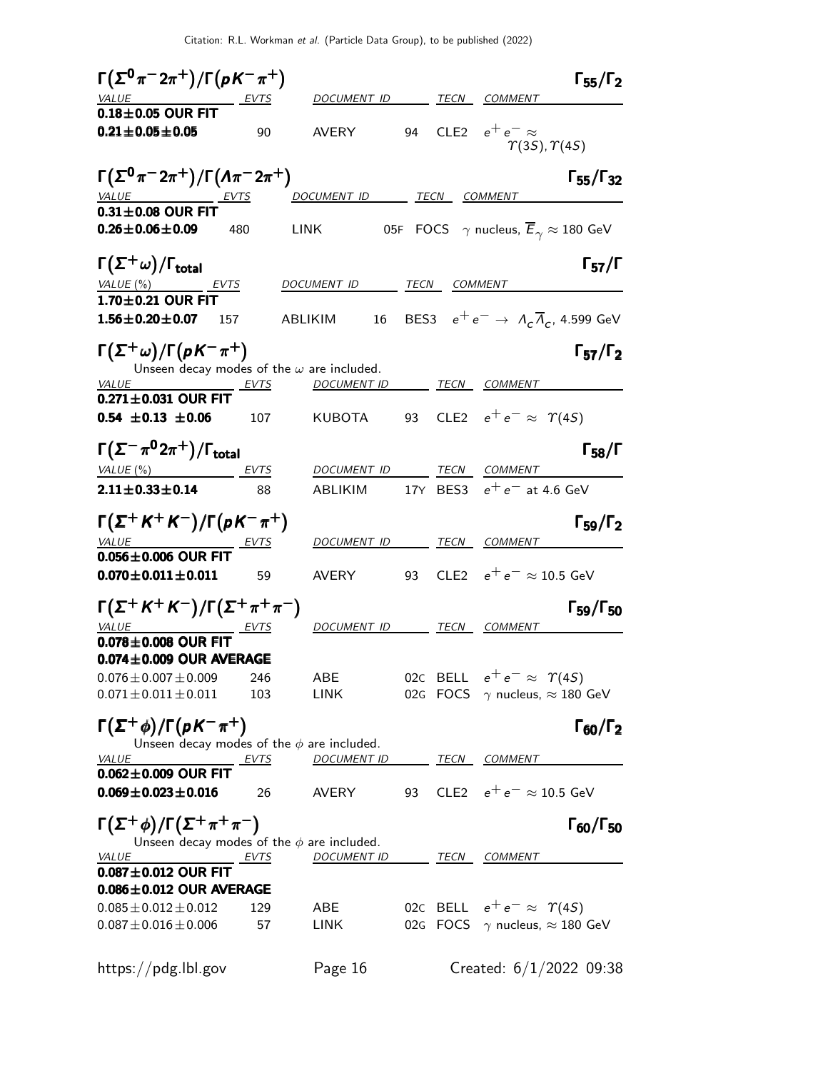### $\Gamma(\Sigma^0\pi^-2\pi^+)/\Gamma(pK^-\pi^+)$ — $\Gamma_{55}/\Gamma_2$

| VALUE | EVTS | DOCUMENT ID | | TECN | COMMENT |
|---|---|---|---|---|---|
| **0.18±0.05 OUR FIT** | | | | | |
| **0.21±0.05±0.05** | 90 | AVERY | 94 | CLE2 | $e^+e^- \approx \Upsilon(3S), \Upsilon(4S)$ |

### $\Gamma(\Sigma^0\pi^-2\pi^+)/\Gamma(\Lambda\pi^-2\pi^+)$ — $\Gamma_{55}/\Gamma_{32}$

| VALUE | EVTS | DOCUMENT ID | | TECN | COMMENT |
|---|---|---|---|---|---|
| **0.31±0.08 OUR FIT** | | | | | |
| **0.26±0.06±0.09** | 480 | LINK | 05F | FOCS | $\gamma$ nucleus, $\overline{E}_\gamma \approx 180$ GeV |

### $\Gamma(\Sigma^+\omega)/\Gamma_{\text{total}}$ — $\Gamma_{57}/\Gamma$

| VALUE (%) | EVTS | DOCUMENT ID | | TECN | COMMENT |
|---|---|---|---|---|---|
| **1.70±0.21 OUR FIT** | | | | | |
| **1.56±0.20±0.07** | 157 | ABLIKIM | 16 | BES3 | $e^+e^- \rightarrow \Lambda_c\overline{\Lambda}_c$, 4.599 GeV |

### $\Gamma(\Sigma^+\omega)/\Gamma(pK^-\pi^+)$ — $\Gamma_{57}/\Gamma_2$

Unseen decay modes of the $\omega$ are included.

| VALUE | EVTS | DOCUMENT ID | | TECN | COMMENT |
|---|---|---|---|---|---|
| **0.271±0.031 OUR FIT** | | | | | |
| **0.54 ±0.13 ±0.06** | 107 | KUBOTA | 93 | CLE2 | $e^+e^- \approx \Upsilon(4S)$ |

### $\Gamma(\Sigma^-\pi^0 2\pi^+)/\Gamma_{\text{total}}$ — $\Gamma_{58}/\Gamma$

| VALUE (%) | EVTS | DOCUMENT ID | | TECN | COMMENT |
|---|---|---|---|---|---|
| **2.11±0.33±0.14** | 88 | ABLIKIM | 17Y | BES3 | $e^+e^-$ at 4.6 GeV |

### $\Gamma(\Sigma^+K^+K^-)/\Gamma(pK^-\pi^+)$ — $\Gamma_{59}/\Gamma_2$

| VALUE | EVTS | DOCUMENT ID | | TECN | COMMENT |
|---|---|---|---|---|---|
| **0.056±0.006 OUR FIT** | | | | | |
| **0.070±0.011±0.011** | 59 | AVERY | 93 | CLE2 | $e^+e^- \approx 10.5$ GeV |

### $\Gamma(\Sigma^+K^+K^-)/\Gamma(\Sigma^+\pi^+\pi^-)$ — $\Gamma_{59}/\Gamma_{50}$

| VALUE | EVTS | DOCUMENT ID | | TECN | COMMENT |
|---|---|---|---|---|---|
| **0.078±0.008 OUR FIT** | | | | | |
| **0.074±0.009 OUR AVERAGE** | | | | | |
| 0.076±0.007±0.009 | 246 | ABE | 02C | BELL | $e^+e^- \approx \Upsilon(4S)$ |
| 0.071±0.011±0.011 | 103 | LINK | 02G | FOCS | $\gamma$ nucleus, $\approx 180$ GeV |

### $\Gamma(\Sigma^+\phi)/\Gamma(pK^-\pi^+)$ — $\Gamma_{60}/\Gamma_2$

Unseen decay modes of the $\phi$ are included.

| VALUE | EVTS | DOCUMENT ID | | TECN | COMMENT |
|---|---|---|---|---|---|
| **0.062±0.009 OUR FIT** | | | | | |
| **0.069±0.023±0.016** | 26 | AVERY | 93 | CLE2 | $e^+e^- \approx 10.5$ GeV |

### $\Gamma(\Sigma^+\phi)/\Gamma(\Sigma^+\pi^+\pi^-)$ — $\Gamma_{60}/\Gamma_{50}$

Unseen decay modes of the $\phi$ are included.

| VALUE | EVTS | DOCUMENT ID | | TECN | COMMENT |
|---|---|---|---|---|---|
| **0.087±0.012 OUR FIT** | | | | | |
| **0.086±0.012 OUR AVERAGE** | | | | | |
| 0.085±0.012±0.012 | 129 | ABE | 02C | BELL | $e^+e^- \approx \Upsilon(4S)$ |
| 0.087±0.016±0.006 | 57 | LINK | 02G | FOCS | $\gamma$ nucleus, $\approx 180$ GeV |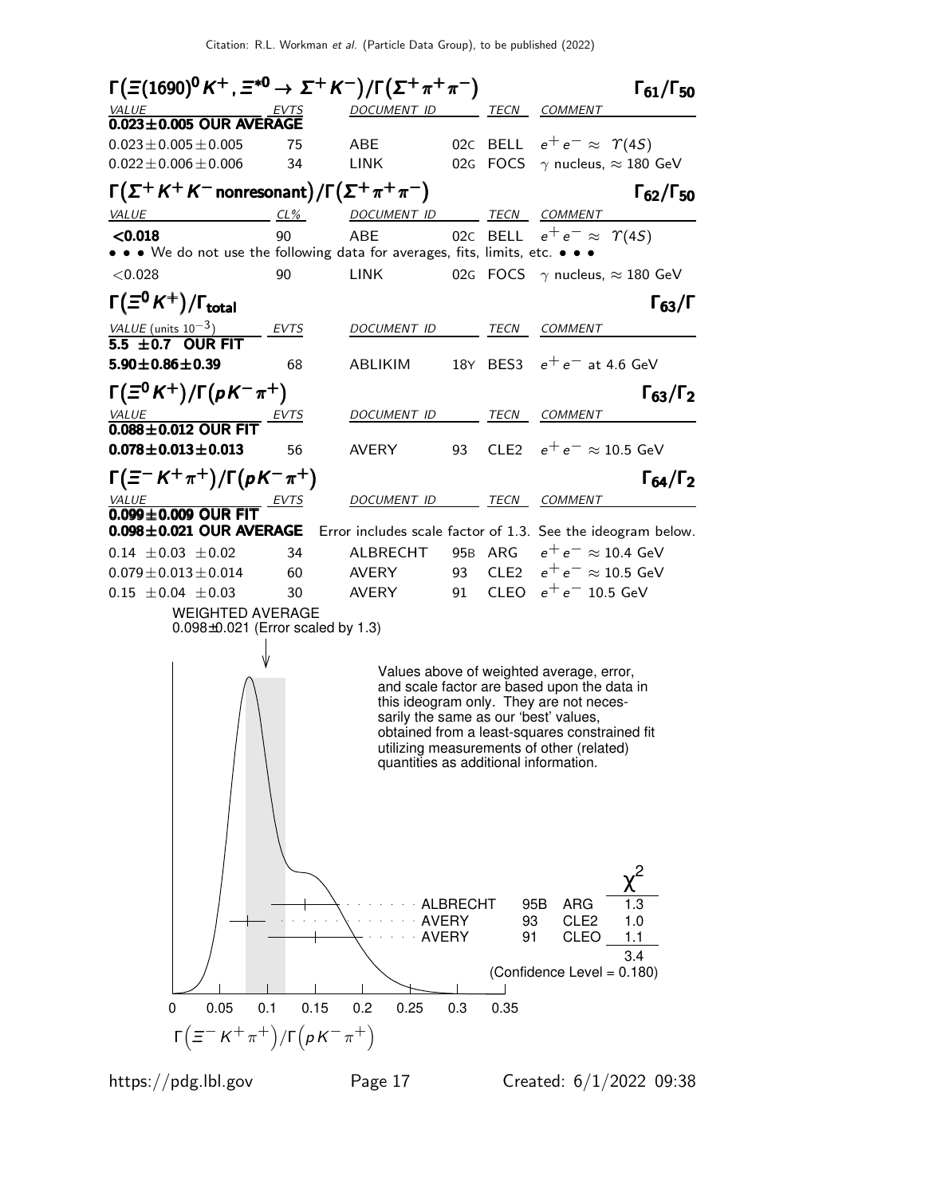### $\Gamma(\Xi(1690)^0 K^+, \Xi^{*0} \to \Sigma^+ K^-)/\Gamma(\Sigma^+\pi^+\pi^-)$ $\Gamma_{61}/\Gamma_{50}$

| VALUE | EVTS | DOCUMENT ID | | TECN | COMMENT |
|---|---|---|---|---|---|
| **0.023±0.005 OUR AVERAGE** | | | | | |
| 0.023±0.005±0.005 | 75 | ABE | 02C | BELL | $e^+e^- \approx \Upsilon(4S)$ |
| 0.022±0.006±0.006 | 34 | LINK | 02G | FOCS | $\gamma$ nucleus, $\approx$ 180 GeV |

### $\Gamma(\Sigma^+ K^+ K^-$ nonresonant$)/\Gamma(\Sigma^+\pi^+\pi^-)$ $\Gamma_{62}/\Gamma_{50}$

| VALUE | CL% | DOCUMENT ID | | TECN | COMMENT |
|---|---|---|---|---|---|
| **<0.018** | 90 | ABE | 02C | BELL | $e^+e^- \approx \Upsilon(4S)$ |
| • • • We do not use the following data for averages, fits, limits, etc. • • • | | | | | |
| <0.028 | 90 | LINK | 02G | FOCS | $\gamma$ nucleus, $\approx$ 180 GeV |

### $\Gamma(\Xi^0 K^+)/\Gamma_{\text{total}}$ $\Gamma_{63}/\Gamma$

| VALUE (units $10^{-3}$) | EVTS | DOCUMENT ID | | TECN | COMMENT |
|---|---|---|---|---|---|
| **5.5 ±0.7 OUR FIT** | | | | | |
| **5.90±0.86±0.39** | 68 | ABLIKIM | 18Y | BES3 | $e^+e^-$ at 4.6 GeV |

### $\Gamma(\Xi^0 K^+)/\Gamma(pK^-\pi^+)$ $\Gamma_{63}/\Gamma_2$

| VALUE | EVTS | DOCUMENT ID | | TECN | COMMENT |
|---|---|---|---|---|---|
| **0.088±0.012 OUR FIT** | | | | | |
| **0.078±0.013±0.013** | 56 | AVERY | 93 | CLE2 | $e^+e^- \approx 10.5$ GeV |

### $\Gamma(\Xi^- K^+\pi^+)/\Gamma(pK^-\pi^+)$ $\Gamma_{64}/\Gamma_2$

| VALUE | EVTS | DOCUMENT ID | | TECN | COMMENT |
|---|---|---|---|---|---|
| **0.099±0.009 OUR FIT** | | | | | |
| **0.098±0.021 OUR AVERAGE** | | Error includes scale factor of 1.3. See the ideogram below. | | | |
| 0.14 ±0.03 ±0.02 | 34 | ALBRECHT | 95B | ARG | $e^+e^- \approx 10.4$ GeV |
| 0.079±0.013±0.014 | 60 | AVERY | 93 | CLE2 | $e^+e^- \approx 10.5$ GeV |
| 0.15 ±0.04 ±0.03 | 30 | AVERY | 91 | CLEO | $e^+e^-$ 10.5 GeV |

WEIGHTED AVERAGE
0.098±0.021 (Error scaled by 1.3)

Values above of weighted average, error, and scale factor are based upon the data in this ideogram only. They are not necessarily the same as our 'best' values, obtained from a least-squares constrained fit utilizing measurements of other (related) quantities as additional information.

| | | | $\chi^2$ |
|---|---|---|---|
| ALBRECHT | 95B | ARG | 1.3 |
| AVERY | 93 | CLE2 | 1.0 |
| AVERY | 91 | CLEO | 1.1 |
| | | | 3.4 |

(Confidence Level = 0.180)

$\Gamma\left(\Xi^- K^+\pi^+\right)/\Gamma\left(pK^-\pi^+\right)$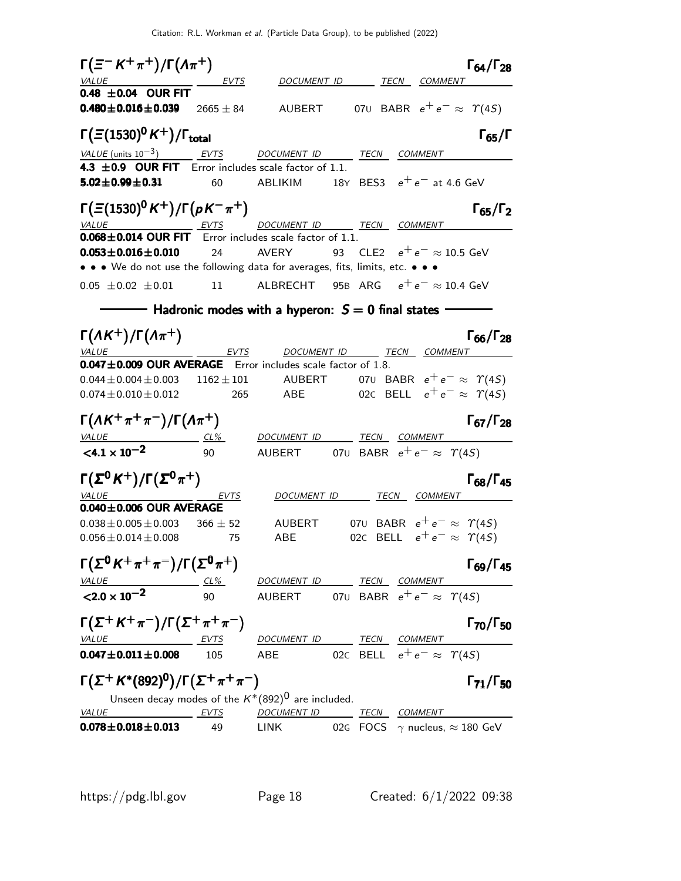### $\Gamma(\Xi^- K^+ \pi^+)/\Gamma(\Lambda \pi^+)$ — $\Gamma_{64}/\Gamma_{28}$

| VALUE | EVTS | DOCUMENT ID | | TECN | COMMENT |
|---|---|---|---|---|---|
| **0.48 ±0.04 OUR FIT** | | | | | |
| **0.480±0.016±0.039** | 2665 ± 84 | AUBERT | 07U | BABR | $e^+e^- \approx \Upsilon(4S)$ |

### $\Gamma(\Xi(1530)^0 K^+)/\Gamma_{\text{total}}$ — $\Gamma_{65}/\Gamma$

| VALUE (units $10^{-3}$) | EVTS | DOCUMENT ID | | TECN | COMMENT |
|---|---|---|---|---|---|
| **4.3 ±0.9 OUR FIT** Error includes scale factor of 1.1. | | | | | |
| **5.02±0.99±0.31** | 60 | ABLIKIM | 18Y | BES3 | $e^+e^-$ at 4.6 GeV |

### $\Gamma(\Xi(1530)^0 K^+)/\Gamma(p K^- \pi^+)$ — $\Gamma_{65}/\Gamma_2$

| VALUE | EVTS | DOCUMENT ID | | TECN | COMMENT |
|---|---|---|---|---|---|
| **0.068±0.014 OUR FIT** Error includes scale factor of 1.1. | | | | | |
| **0.053±0.016±0.010** | 24 | AVERY | 93 | CLE2 | $e^+e^- \approx 10.5$ GeV |
| • • • We do not use the following data for averages, fits, limits, etc. • • • | | | | | |
| 0.05 ±0.02 ±0.01 | 11 | ALBRECHT | 95B | ARG | $e^+e^- \approx 10.4$ GeV |

## Hadronic modes with a hyperon: $S = 0$ final states

### $\Gamma(\Lambda K^+)/\Gamma(\Lambda \pi^+)$ — $\Gamma_{66}/\Gamma_{28}$

| VALUE | EVTS | DOCUMENT ID | | TECN | COMMENT |
|---|---|---|---|---|---|
| **0.047±0.009 OUR AVERAGE** Error includes scale factor of 1.8. | | | | | |
| 0.044±0.004±0.003 | 1162 ± 101 | AUBERT | 07U | BABR | $e^+e^- \approx \Upsilon(4S)$ |
| 0.074±0.010±0.012 | 265 | ABE | 02C | BELL | $e^+e^- \approx \Upsilon(4S)$ |

### $\Gamma(\Lambda K^+ \pi^+ \pi^-)/\Gamma(\Lambda \pi^+)$ — $\Gamma_{67}/\Gamma_{28}$

| VALUE | CL% | DOCUMENT ID | | TECN | COMMENT |
|---|---|---|---|---|---|
| **<4.1 × 10$^{-2}$** | 90 | AUBERT | 07U | BABR | $e^+e^- \approx \Upsilon(4S)$ |

### $\Gamma(\Sigma^0 K^+)/\Gamma(\Sigma^0 \pi^+)$ — $\Gamma_{68}/\Gamma_{45}$

| VALUE | EVTS | DOCUMENT ID | | TECN | COMMENT |
|---|---|---|---|---|---|
| **0.040±0.006 OUR AVERAGE** | | | | | |
| 0.038±0.005±0.003 | 366 ± 52 | AUBERT | 07U | BABR | $e^+e^- \approx \Upsilon(4S)$ |
| 0.056±0.014±0.008 | 75 | ABE | 02C | BELL | $e^+e^- \approx \Upsilon(4S)$ |

### $\Gamma(\Sigma^0 K^+ \pi^+ \pi^-)/\Gamma(\Sigma^0 \pi^+)$ — $\Gamma_{69}/\Gamma_{45}$

| VALUE | CL% | DOCUMENT ID | | TECN | COMMENT |
|---|---|---|---|---|---|
| **<2.0 × 10$^{-2}$** | 90 | AUBERT | 07U | BABR | $e^+e^- \approx \Upsilon(4S)$ |

### $\Gamma(\Sigma^+ K^+ \pi^-)/\Gamma(\Sigma^+ \pi^+ \pi^-)$ — $\Gamma_{70}/\Gamma_{50}$

| VALUE | EVTS | DOCUMENT ID | | TECN | COMMENT |
|---|---|---|---|---|---|
| **0.047±0.011±0.008** | 105 | ABE | 02C | BELL | $e^+e^- \approx \Upsilon(4S)$ |

### $\Gamma(\Sigma^+ K^*(892)^0)/\Gamma(\Sigma^+ \pi^+ \pi^-)$ — $\Gamma_{71}/\Gamma_{50}$

Unseen decay modes of the $K^*(892)^0$ are included.

| VALUE | EVTS | DOCUMENT ID | | TECN | COMMENT |
|---|---|---|---|---|---|
| **0.078±0.018±0.013** | 49 | LINK | 02G | FOCS | $\gamma$ nucleus, $\approx 180$ GeV |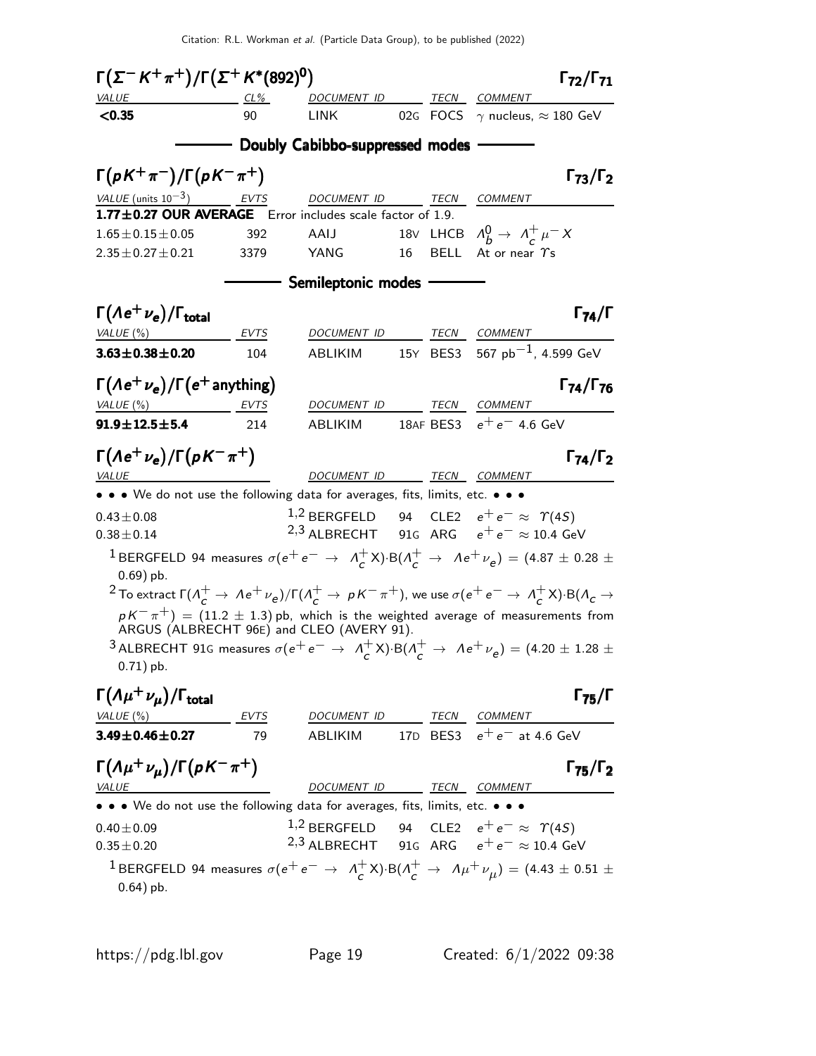### $\Gamma(\Sigma^- K^+ \pi^+)/\Gamma(\Sigma^+ K^*(892)^0)$ — $\Gamma_{72}/\Gamma_{71}$

| VALUE | CL% | DOCUMENT ID | | TECN | COMMENT |
|---|---|---|---|---|---|
| **<0.35** | 90 | LINK | 02G | FOCS | $\gamma$ nucleus, $\approx 180$ GeV |

## Doubly Cabibbo-suppressed modes

### $\Gamma(pK^+\pi^-)/\Gamma(pK^-\pi^+)$ — $\Gamma_{73}/\Gamma_2$

| VALUE (units $10^{-3}$) | EVTS | DOCUMENT ID | | TECN | COMMENT |
|---|---|---|---|---|---|
| **1.77±0.27 OUR AVERAGE** | Error includes scale factor of 1.9. | | | | |
| $1.65 \pm 0.15 \pm 0.05$ | 392 | AAIJ | 18V | LHCB | $\Lambda_b^0 \to \Lambda_c^+ \mu^- X$ |
| $2.35 \pm 0.27 \pm 0.21$ | 3379 | YANG | 16 | BELL | At or near $\Upsilon$s |

## Semileptonic modes

### $\Gamma(\Lambda e^+ \nu_e)/\Gamma_{total}$ — $\Gamma_{74}/\Gamma$

| VALUE (%) | EVTS | DOCUMENT ID | | TECN | COMMENT |
|---|---|---|---|---|---|
| **3.63±0.38±0.20** | 104 | ABLIKIM | 15Y | BES3 | 567 pb$^{-1}$, 4.599 GeV |

### $\Gamma(\Lambda e^+ \nu_e)/\Gamma(e^+ \text{anything})$ — $\Gamma_{74}/\Gamma_{76}$

| VALUE (%) | EVTS | DOCUMENT ID | | TECN | COMMENT |
|---|---|---|---|---|---|
| **91.9±12.5±5.4** | 214 | ABLIKIM | 18AF | BES3 | $e^+e^-$ 4.6 GeV |

### $\Gamma(\Lambda e^+ \nu_e)/\Gamma(pK^-\pi^+)$ — $\Gamma_{74}/\Gamma_2$

| VALUE | DOCUMENT ID | | TECN | COMMENT |
|---|---|---|---|---|
| • • • We do not use the following data for averages, fits, limits, etc. • • • | | | | |
| $0.43 \pm 0.08$ | [1,2] BERGFELD | 94 | CLE2 | $e^+e^- \approx \Upsilon(4S)$ |
| $0.38 \pm 0.14$ | [2,3] ALBRECHT | 91G | ARG | $e^+e^- \approx 10.4$ GeV |

[1] BERGFELD 94 measures $\sigma(e^+e^- \to \Lambda_c^+ X) \cdot B(\Lambda_c^+ \to \Lambda e^+ \nu_e) = (4.87 \pm 0.28 \pm 0.69)$ pb.

[2] To extract $\Gamma(\Lambda_c^+ \to \Lambda e^+ \nu_e)/\Gamma(\Lambda_c^+ \to pK^-\pi^+)$, we use $\sigma(e^+e^- \to \Lambda_c^+ X) \cdot B(\Lambda_c \to pK^-\pi^+) = (11.2 \pm 1.3)$ pb, which is the weighted average of measurements from ARGUS (ALBRECHT 96E) and CLEO (AVERY 91).

[3] ALBRECHT 91G measures $\sigma(e^+e^- \to \Lambda_c^+ X) \cdot B(\Lambda_c^+ \to \Lambda e^+ \nu_e) = (4.20 \pm 1.28 \pm 0.71)$ pb.

### $\Gamma(\Lambda \mu^+ \nu_\mu)/\Gamma_{total}$ — $\Gamma_{75}/\Gamma$

| VALUE (%) | EVTS | DOCUMENT ID | | TECN | COMMENT |
|---|---|---|---|---|---|
| **3.49±0.46±0.27** | 79 | ABLIKIM | 17D | BES3 | $e^+e^-$ at 4.6 GeV |

### $\Gamma(\Lambda \mu^+ \nu_\mu)/\Gamma(pK^-\pi^+)$ — $\Gamma_{75}/\Gamma_2$

| VALUE | DOCUMENT ID | | TECN | COMMENT |
|---|---|---|---|---|
| • • • We do not use the following data for averages, fits, limits, etc. • • • | | | | |
| $0.40 \pm 0.09$ | [1,2] BERGFELD | 94 | CLE2 | $e^+e^- \approx \Upsilon(4S)$ |
| $0.35 \pm 0.20$ | [2,3] ALBRECHT | 91G | ARG | $e^+e^- \approx 10.4$ GeV |

[1] BERGFELD 94 measures $\sigma(e^+e^- \to \Lambda_c^+ X) \cdot B(\Lambda_c^+ \to \Lambda \mu^+ \nu_\mu) = (4.43 \pm 0.51 \pm 0.64)$ pb.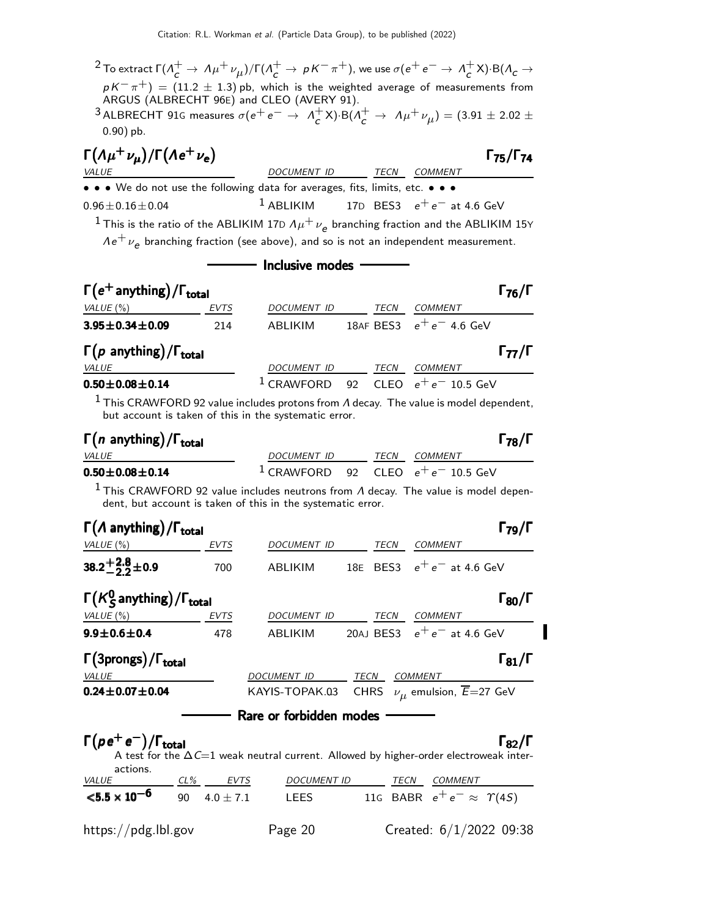[2] To extract $\Gamma(\Lambda_c^+ \to \Lambda \mu^+ \nu_\mu)/\Gamma(\Lambda_c^+ \to p K^- \pi^+)$, we use $\sigma(e^+ e^- \to \Lambda_c^+ X) \cdot B(\Lambda_c \to p K^- \pi^+) = (11.2 \pm 1.3)$ pb, which is the weighted average of measurements from ARGUS (ALBRECHT 96E) and CLEO (AVERY 91).

[3] ALBRECHT 91G measures $\sigma(e^+ e^- \to \Lambda_c^+ X) \cdot B(\Lambda_c^+ \to \Lambda \mu^+ \nu_\mu) = (3.91 \pm 2.02 \pm 0.90)$ pb.

### $\Gamma(\Lambda \mu^+ \nu_\mu)/\Gamma(\Lambda e^+ \nu_e)$ — $\Gamma_{75}/\Gamma_{74}$

| VALUE | DOCUMENT ID | TECN | COMMENT |
|---|---|---|---|
| • • • We do not use the following data for averages, fits, limits, etc. • • • | | | |
| $0.96 \pm 0.16 \pm 0.04$ | [1] ABLIKIM 17D | BES3 | $e^+ e^-$ at 4.6 GeV |

[1] This is the ratio of the ABLIKIM 17D $\Lambda \mu^+ \nu_e$ branching fraction and the ABLIKIM 15Y $\Lambda e^+ \nu_e$ branching fraction (see above), and so is not an independent measurement.

## Inclusive modes

### $\Gamma(e^+ \text{anything})/\Gamma_{\text{total}}$ — $\Gamma_{76}/\Gamma$

| VALUE (%) | EVTS | DOCUMENT ID | TECN | COMMENT |
|---|---|---|---|---|
| **$3.95 \pm 0.34 \pm 0.09$** | 214 | ABLIKIM 18AF | BES3 | $e^+ e^-$ 4.6 GeV |

### $\Gamma(p \text{ anything})/\Gamma_{\text{total}}$ — $\Gamma_{77}/\Gamma$

| VALUE | DOCUMENT ID | TECN | COMMENT |
|---|---|---|---|
| **$0.50 \pm 0.08 \pm 0.14$** | [1] CRAWFORD 92 | CLEO | $e^+ e^-$ 10.5 GeV |

[1] This CRAWFORD 92 value includes protons from $\Lambda$ decay. The value is model dependent, but account is taken of this in the systematic error.

### $\Gamma(n \text{ anything})/\Gamma_{\text{total}}$ — $\Gamma_{78}/\Gamma$

| VALUE | DOCUMENT ID | TECN | COMMENT |
|---|---|---|---|
| **$0.50 \pm 0.08 \pm 0.14$** | [1] CRAWFORD 92 | CLEO | $e^+ e^-$ 10.5 GeV |

[1] This CRAWFORD 92 value includes neutrons from $\Lambda$ decay. The value is model dependent, but account is taken of this in the systematic error.

### $\Gamma(\Lambda \text{ anything})/\Gamma_{\text{total}}$ — $\Gamma_{79}/\Gamma$

| VALUE (%) | EVTS | DOCUMENT ID | TECN | COMMENT |
|---|---|---|---|---|
| **$38.2^{+2.8}_{-2.2} \pm 0.9$** | 700 | ABLIKIM 18E | BES3 | $e^+ e^-$ at 4.6 GeV |

### $\Gamma(K_S^0 \text{ anything})/\Gamma_{\text{total}}$ — $\Gamma_{80}/\Gamma$

| VALUE (%) | EVTS | DOCUMENT ID | TECN | COMMENT |
|---|---|---|---|---|
| **$9.9 \pm 0.6 \pm 0.4$** | 478 | ABLIKIM 20AJ | BES3 | $e^+ e^-$ at 4.6 GeV |

### $\Gamma(\text{3prongs})/\Gamma_{\text{total}}$ — $\Gamma_{81}/\Gamma$

| VALUE | DOCUMENT ID | TECN | COMMENT |
|---|---|---|---|
| **$0.24 \pm 0.07 \pm 0.04$** | KAYIS-TOPAK.03 | CHRS | $\nu_\mu$ emulsion, $\overline{E}$=27 GeV |

## Rare or forbidden modes

### $\Gamma(p e^+ e^-)/\Gamma_{\text{total}}$ — $\Gamma_{82}/\Gamma$

A test for the $\Delta C$=1 weak neutral current. Allowed by higher-order electroweak interactions.

| VALUE | CL% | EVTS | DOCUMENT ID | TECN | COMMENT |
|---|---|---|---|---|---|
| **$<5.5 \times 10^{-6}$** | 90 | $4.0 \pm 7.1$ | LEES 11G | BABR | $e^+ e^- \approx \Upsilon(4S)$ |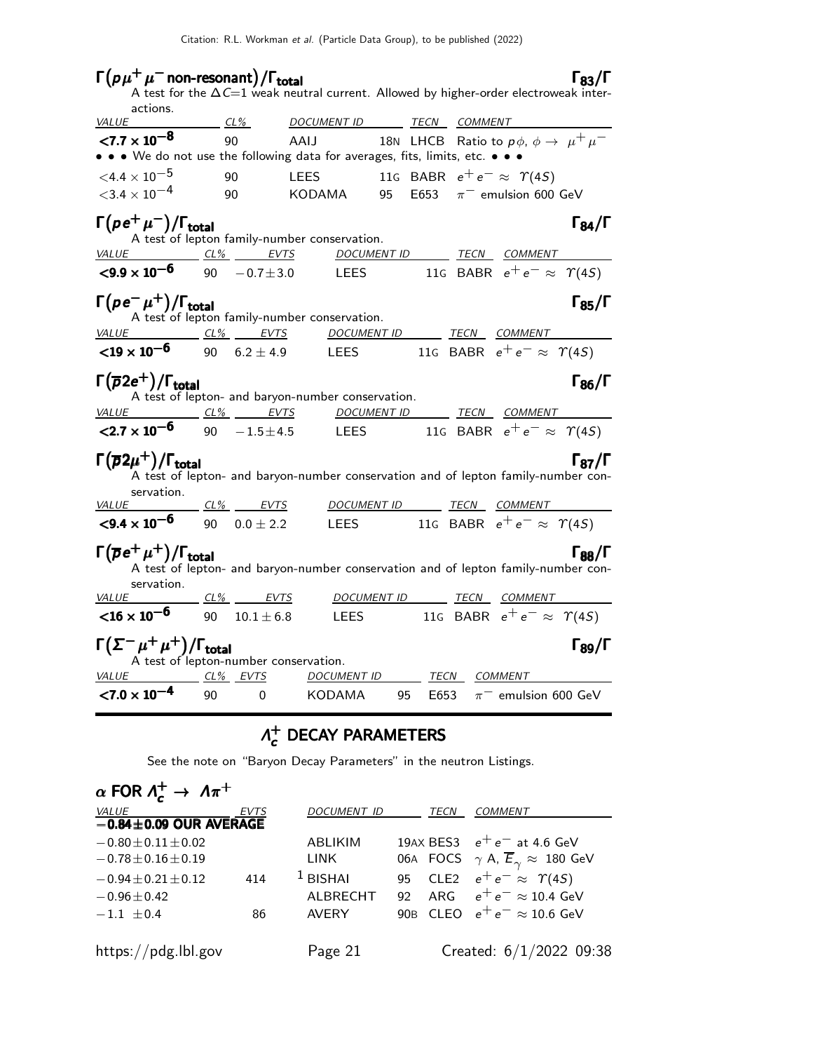### $\Gamma(p\mu^+\mu^-$ non-resonant$)/\Gamma_{total}$ — $\Gamma_{83}/\Gamma$

A test for the $\Delta C$=1 weak neutral current. Allowed by higher-order electroweak interactions.

| VALUE | CL% | DOCUMENT ID | | TECN | COMMENT |
|---|---|---|---|---|---|
| **$<7.7 \times 10^{-8}$** | 90 | AAIJ | 18N | LHCB | Ratio to $p\phi$, $\phi \to \mu^+\mu^-$ |
| • • • We do not use the following data for averages, fits, limits, etc. • • • | | | | | |
| $<4.4 \times 10^{-5}$ | 90 | LEES | 11G | BABR | $e^+e^- \approx \Upsilon(4S)$ |
| $<3.4 \times 10^{-4}$ | 90 | KODAMA | 95 | E653 | $\pi^-$ emulsion 600 GeV |

### $\Gamma(pe^+\mu^-)/\Gamma_{total}$ — $\Gamma_{84}/\Gamma$

A test of lepton family-number conservation.

| VALUE | CL% | EVTS | DOCUMENT ID | | TECN | COMMENT |
|---|---|---|---|---|---|---|
| **$<9.9 \times 10^{-6}$** | 90 | $-0.7\pm3.0$ | LEES | 11G | BABR | $e^+e^- \approx \Upsilon(4S)$ |

### $\Gamma(pe^-\mu^+)/\Gamma_{total}$ — $\Gamma_{85}/\Gamma$

A test of lepton family-number conservation.

| VALUE | CL% | EVTS | DOCUMENT ID | | TECN | COMMENT |
|---|---|---|---|---|---|---|
| **$<19 \times 10^{-6}$** | 90 | $6.2\pm4.9$ | LEES | 11G | BABR | $e^+e^- \approx \Upsilon(4S)$ |

### $\Gamma(\overline{p}2e^+)/\Gamma_{total}$ — $\Gamma_{86}/\Gamma$

A test of lepton- and baryon-number conservation.

| VALUE | CL% | EVTS | DOCUMENT ID | | TECN | COMMENT |
|---|---|---|---|---|---|---|
| **$<2.7 \times 10^{-6}$** | 90 | $-1.5\pm4.5$ | LEES | 11G | BABR | $e^+e^- \approx \Upsilon(4S)$ |

### $\Gamma(\overline{p}2\mu^+)/\Gamma_{total}$ — $\Gamma_{87}/\Gamma$

A test of lepton- and baryon-number conservation and of lepton family-number conservation.

| VALUE | CL% | EVTS | DOCUMENT ID | | TECN | COMMENT |
|---|---|---|---|---|---|---|
| **$<9.4 \times 10^{-6}$** | 90 | $0.0\pm2.2$ | LEES | 11G | BABR | $e^+e^- \approx \Upsilon(4S)$ |

### $\Gamma(\overline{p}e^+\mu^+)/\Gamma_{total}$ — $\Gamma_{88}/\Gamma$

A test of lepton- and baryon-number conservation and of lepton family-number conservation.

| VALUE | CL% | EVTS | DOCUMENT ID | | TECN | COMMENT |
|---|---|---|---|---|---|---|
| **$<16 \times 10^{-6}$** | 90 | $10.1\pm6.8$ | LEES | 11G | BABR | $e^+e^- \approx \Upsilon(4S)$ |

### $\Gamma(\Sigma^-\mu^+\mu^+)/\Gamma_{total}$ — $\Gamma_{89}/\Gamma$

A test of lepton-number conservation.

| VALUE | CL% | EVTS | DOCUMENT ID | | TECN | COMMENT |
|---|---|---|---|---|---|---|
| **$<7.0 \times 10^{-4}$** | 90 | 0 | KODAMA | 95 | E653 | $\pi^-$ emulsion 600 GeV |

## $\Lambda_c^+$ DECAY PARAMETERS

See the note on "Baryon Decay Parameters" in the neutron Listings.

### $\alpha$ FOR $\Lambda_c^+ \to \Lambda\pi^+$

| VALUE | EVTS | DOCUMENT ID | | TECN | COMMENT |
|---|---|---|---|---|---|
| **$-0.84\pm0.09$ OUR AVERAGE** | | | | | |
| $-0.80\pm0.11\pm0.02$ | | ABLIKIM | 19AX | BES3 | $e^+e^-$ at 4.6 GeV |
| $-0.78\pm0.16\pm0.19$ | | LINK | 06A | FOCS | $\gamma$ A, $\overline{E}_\gamma \approx$ 180 GeV |
| $-0.94\pm0.21\pm0.12$ | 414 | [1] BISHAI | 95 | CLE2 | $e^+e^- \approx \Upsilon(4S)$ |
| $-0.96\pm0.42$ | | ALBRECHT | 92 | ARG | $e^+e^- \approx$ 10.4 GeV |
| $-1.1\ \pm0.4$ | 86 | AVERY | 90B | CLEO | $e^+e^- \approx$ 10.6 GeV |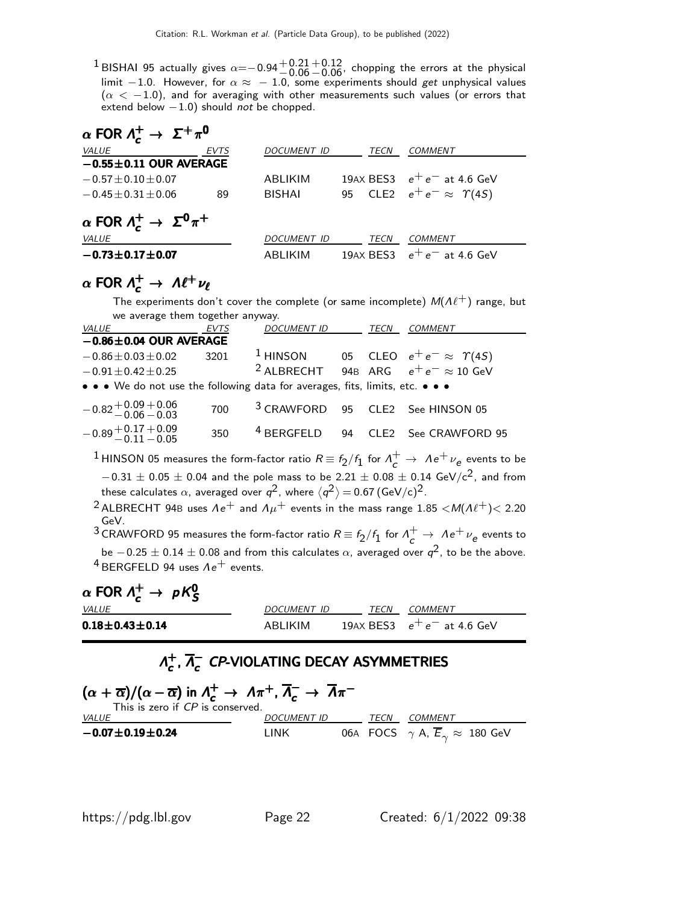[1] BISHAI 95 actually gives $\alpha = -0.94^{+0.21}_{-0.06}{}^{+0.12}_{-0.06}$, chopping the errors at the physical limit $-1.0$. However, for $\alpha \approx -1.0$, some experiments should *get* unphysical values ($\alpha < -1.0$), and for averaging with other measurements such values (or errors that extend below $-1.0$) should *not* be chopped.

### $\alpha$ FOR $\Lambda_c^+ \to \Sigma^+ \pi^0$

| VALUE | EVTS | DOCUMENT ID | | TECN | COMMENT |
|---|---|---|---|---|---|
| **$-0.55 \pm 0.11$ OUR AVERAGE** | | | | | |
| $-0.57 \pm 0.10 \pm 0.07$ | | ABLIKIM | 19AX | BES3 | $e^+e^-$ at 4.6 GeV |
| $-0.45 \pm 0.31 \pm 0.06$ | 89 | BISHAI | 95 | CLE2 | $e^+e^- \approx \Upsilon(4S)$ |

### $\alpha$ FOR $\Lambda_c^+ \to \Sigma^0 \pi^+$

| VALUE | DOCUMENT ID | | TECN | COMMENT |
|---|---|---|---|---|
| **$-0.73 \pm 0.17 \pm 0.07$** | ABLIKIM | 19AX | BES3 | $e^+e^-$ at 4.6 GeV |

### $\alpha$ FOR $\Lambda_c^+ \to \Lambda \ell^+ \nu_\ell$

The experiments don't cover the complete (or same incomplete) $M(\Lambda \ell^+)$ range, but we average them together anyway.

| VALUE | EVTS | DOCUMENT ID | | TECN | COMMENT |
|---|---|---|---|---|---|
| **$-0.86 \pm 0.04$ OUR AVERAGE** | | | | | |
| $-0.86 \pm 0.03 \pm 0.02$ | 3201 | [1] HINSON | 05 | CLEO | $e^+e^- \approx \Upsilon(4S)$ |
| $-0.91 \pm 0.42 \pm 0.25$ | | [2] ALBRECHT | 94B | ARG | $e^+e^- \approx 10$ GeV |
| • • • We do not use the following data for averages, fits, limits, etc. • • • | | | | | |
| $-0.82^{+0.09}_{-0.06}{}^{+0.06}_{-0.03}$ | 700 | [3] CRAWFORD | 95 | CLE2 | See HINSON 05 |
| $-0.89^{+0.17}_{-0.11}{}^{+0.09}_{-0.05}$ | 350 | [4] BERGFELD | 94 | CLE2 | See CRAWFORD 95 |

[1] HINSON 05 measures the form-factor ratio $R \equiv f_2/f_1$ for $\Lambda_c^+ \to \Lambda e^+ \nu_e$ events to be $-0.31 \pm 0.05 \pm 0.04$ and the pole mass to be $2.21 \pm 0.08 \pm 0.14$ GeV/c$^2$, and from these calculates $\alpha$, averaged over $q^2$, where $\langle q^2 \rangle = 0.67\,(\text{GeV/c})^2$.

[2] ALBRECHT 94B uses $\Lambda e^+$ and $\Lambda \mu^+$ events in the mass range $1.85 < M(\Lambda \ell^+) < 2.20$ GeV.

[3] CRAWFORD 95 measures the form-factor ratio $R \equiv f_2/f_1$ for $\Lambda_c^+ \to \Lambda e^+ \nu_e$ events to be $-0.25 \pm 0.14 \pm 0.08$ and from this calculates $\alpha$, averaged over $q^2$, to be the above.

[4] BERGFELD 94 uses $\Lambda e^+$ events.

### $\alpha$ FOR $\Lambda_c^+ \to p K_S^0$

| VALUE | DOCUMENT ID | | TECN | COMMENT |
|---|---|---|---|---|
| **$0.18 \pm 0.43 \pm 0.14$** | ABLIKIM | 19AX | BES3 | $e^+e^-$ at 4.6 GeV |

## $\Lambda_c^+$, $\overline{\Lambda}_c^-$ *CP*-VIOLATING DECAY ASYMMETRIES

### $(\alpha + \overline{\alpha})/(\alpha - \overline{\alpha})$ in $\Lambda_c^+ \to \Lambda \pi^+$, $\overline{\Lambda}_c^- \to \overline{\Lambda} \pi^-$

This is zero if *CP* is conserved.

| VALUE | DOCUMENT ID | | TECN | COMMENT |
|---|---|---|---|---|
| **$-0.07 \pm 0.19 \pm 0.24$** | LINK | 06A | FOCS | $\gamma$ A, $\overline{E}_\gamma \approx 180$ GeV |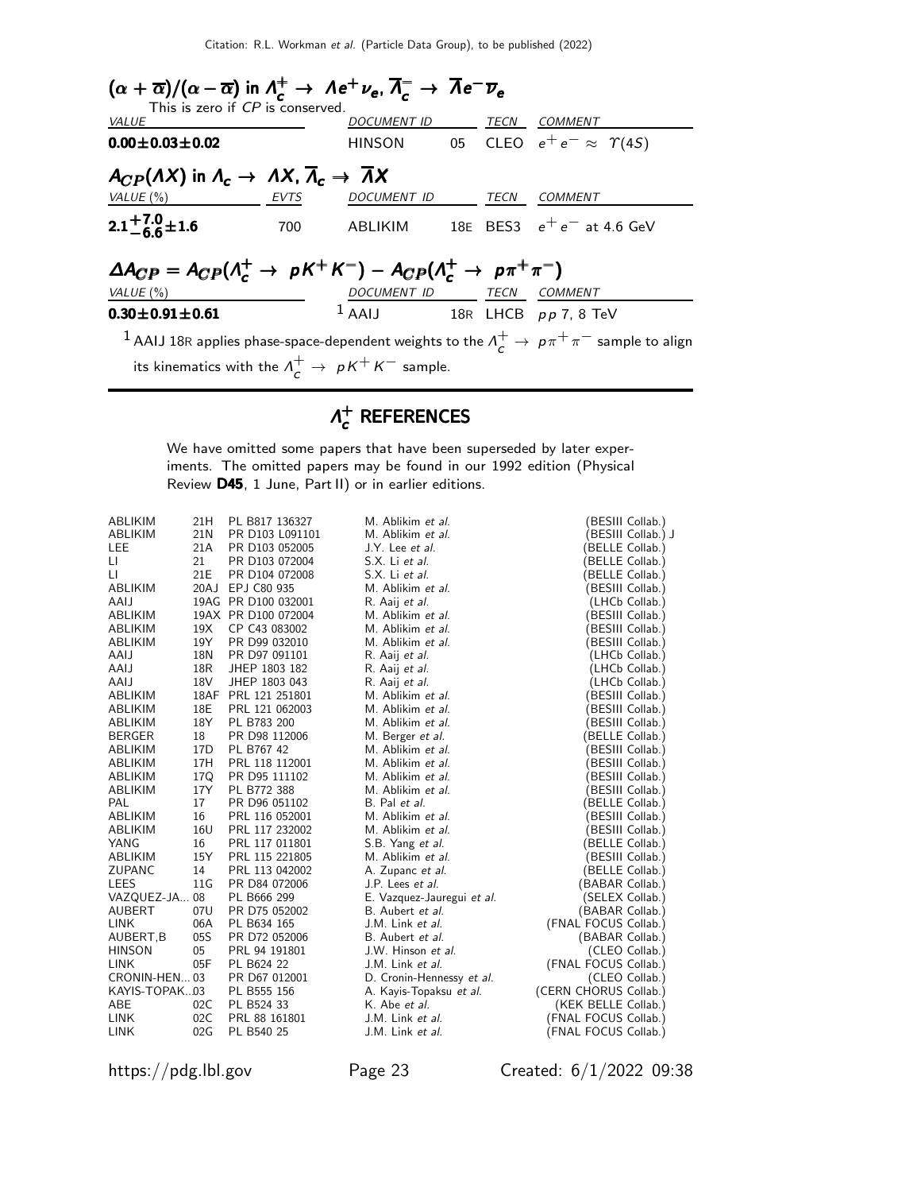### $(\alpha + \overline{\alpha})/(\alpha - \overline{\alpha})$ in $\Lambda_c^+ \to \Lambda e^+ \nu_e$, $\overline{\Lambda}_c^- \to \overline{\Lambda} e^- \overline{\nu}_e$

This is zero if $CP$ is conserved.

| VALUE | DOCUMENT ID | | TECN | COMMENT |
|---|---|---|---|---|
| **0.00±0.03±0.02** | HINSON | 05 | CLEO | $e^+ e^- \approx \Upsilon(4S)$ |

### $A_{CP}(\Lambda X)$ in $\Lambda_c \to \Lambda X$, $\overline{\Lambda}_c \Rightarrow \overline{\Lambda} X$

| VALUE (%) | EVTS | DOCUMENT ID | | TECN | COMMENT |
|---|---|---|---|---|---|
| $\mathbf{2.1^{+7.0}_{-6.6}\pm1.6}$ | 700 | ABLIKIM | 18E | BES3 | $e^+ e^-$ at 4.6 GeV |

### $\Delta A_{CP} = A_{CP}(\Lambda_c^+ \to p K^+ K^-) - A_{CP}(\Lambda_c^+ \to p \pi^+ \pi^-)$

| VALUE (%) | DOCUMENT ID | | TECN | COMMENT |
|---|---|---|---|---|
| **0.30±0.91±0.61** | [1] AAIJ | 18R | LHCB | $pp$ 7, 8 TeV |

[1] AAIJ 18R applies phase-space-dependent weights to the $\Lambda_c^+ \to p \pi^+ \pi^-$ sample to align its kinematics with the $\Lambda_c^+ \to p K^+ K^-$ sample.

## $\Lambda_c^+$ REFERENCES

We have omitted some papers that have been superseded by later experiments. The omitted papers may be found in our 1992 edition (Physical Review **D45**, 1 June, Part II) or in earlier editions.

| | | | | |
|---|---|---|---|---|
| ABLIKIM | 21H | PL B817 136327 | M. Ablikim *et al.* | (BESIII Collab.) |
| ABLIKIM | 21N | PR D103 L091101 | M. Ablikim *et al.* | (BESIII Collab.) J |
| LEE | 21A | PR D103 052005 | J.Y. Lee *et al.* | (BELLE Collab.) |
| LI | 21 | PR D103 072004 | S.X. Li *et al.* | (BELLE Collab.) |
| LI | 21E | PR D104 072008 | S.X. Li *et al.* | (BELLE Collab.) |
| ABLIKIM | 20AJ | EPJ C80 935 | M. Ablikim *et al.* | (BESIII Collab.) |
| AAIJ | 19AG | PR D100 032001 | R. Aaij *et al.* | (LHCb Collab.) |
| ABLIKIM | 19AX | PR D100 072004 | M. Ablikim *et al.* | (BESIII Collab.) |
| ABLIKIM | 19X | CP C43 083002 | M. Ablikim *et al.* | (BESIII Collab.) |
| ABLIKIM | 19Y | PR D99 032010 | M. Ablikim *et al.* | (BESIII Collab.) |
| AAIJ | 18N | PR D97 091101 | R. Aaij *et al.* | (LHCb Collab.) |
| AAIJ | 18R | JHEP 1803 182 | R. Aaij *et al.* | (LHCb Collab.) |
| AAIJ | 18V | JHEP 1803 043 | R. Aaij *et al.* | (LHCb Collab.) |
| ABLIKIM | 18AF | PRL 121 251801 | M. Ablikim *et al.* | (BESIII Collab.) |
| ABLIKIM | 18E | PRL 121 062003 | M. Ablikim *et al.* | (BESIII Collab.) |
| ABLIKIM | 18Y | PL B783 200 | M. Ablikim *et al.* | (BESIII Collab.) |
| BERGER | 18 | PR D98 112006 | M. Berger *et al.* | (BELLE Collab.) |
| ABLIKIM | 17D | PL B767 42 | M. Ablikim *et al.* | (BESIII Collab.) |
| ABLIKIM | 17H | PRL 118 112001 | M. Ablikim *et al.* | (BESIII Collab.) |
| ABLIKIM | 17Q | PR D95 111102 | M. Ablikim *et al.* | (BESIII Collab.) |
| ABLIKIM | 17Y | PL B772 388 | M. Ablikim *et al.* | (BESIII Collab.) |
| PAL | 17 | PR D96 051102 | B. Pal *et al.* | (BELLE Collab.) |
| ABLIKIM | 16 | PRL 116 052001 | M. Ablikim *et al.* | (BESIII Collab.) |
| ABLIKIM | 16U | PRL 117 232002 | M. Ablikim *et al.* | (BESIII Collab.) |
| YANG | 16 | PRL 117 011801 | S.B. Yang *et al.* | (BELLE Collab.) |
| ABLIKIM | 15Y | PRL 115 221805 | M. Ablikim *et al.* | (BESIII Collab.) |
| ZUPANC | 14 | PRL 113 042002 | A. Zupanc *et al.* | (BELLE Collab.) |
| LEES | 11G | PR D84 072006 | J.P. Lees *et al.* | (BABAR Collab.) |
| VAZQUEZ-JA... | 08 | PL B666 299 | E. Vazquez-Jauregui *et al.* | (SELEX Collab.) |
| AUBERT | 07U | PR D75 052002 | B. Aubert *et al.* | (BABAR Collab.) |
| LINK | 06A | PL B634 165 | J.M. Link *et al.* | (FNAL FOCUS Collab.) |
| AUBERT,B | 05S | PR D72 052006 | B. Aubert *et al.* | (BABAR Collab.) |
| HINSON | 05 | PRL 94 191801 | J.W. Hinson *et al.* | (CLEO Collab.) |
| LINK | 05F | PL B624 22 | J.M. Link *et al.* | (FNAL FOCUS Collab.) |
| CRONIN-HEN... | 03 | PR D67 012001 | D. Cronin-Hennessy *et al.* | (CLEO Collab.) |
| KAYIS-TOPAK... | 03 | PL B555 156 | A. Kayis-Topaksu *et al.* | (CERN CHORUS Collab.) |
| ABE | 02C | PL B524 33 | K. Abe *et al.* | (KEK BELLE Collab.) |
| LINK | 02C | PRL 88 161801 | J.M. Link *et al.* | (FNAL FOCUS Collab.) |
| LINK | 02G | PL B540 25 | J.M. Link *et al.* | (FNAL FOCUS Collab.) |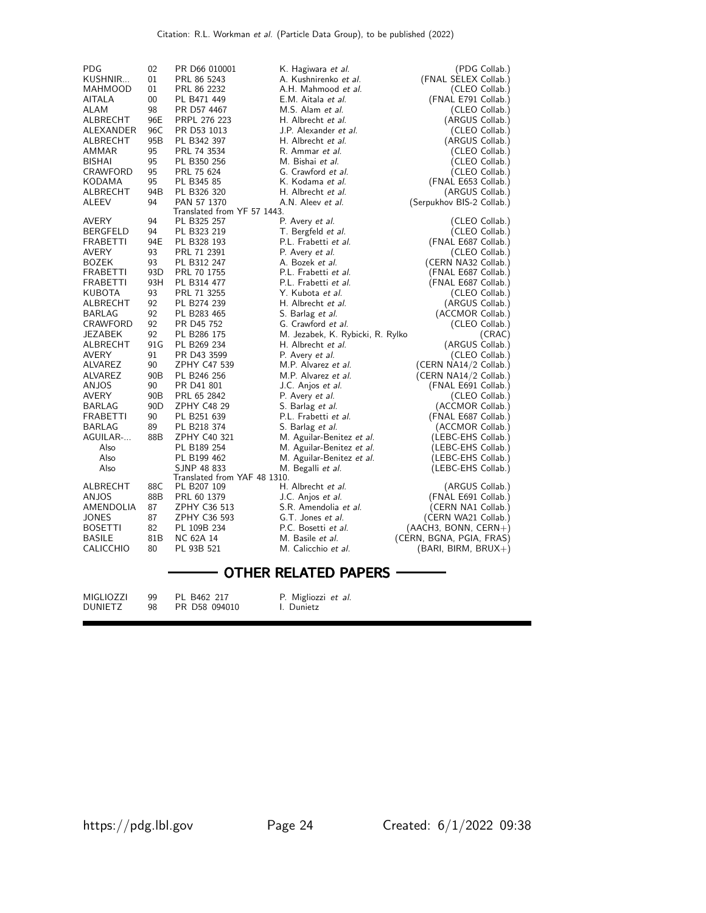| | | | | |
|---|---|---|---|---|
| PDG | 02 | PR D66 010001 | K. Hagiwara *et al.* | (PDG Collab.) |
| KUSHNIR... | 01 | PRL 86 5243 | A. Kushnirenko *et al.* | (FNAL SELEX Collab.) |
| MAHMOOD | 01 | PRL 86 2232 | A.H. Mahmood *et al.* | (CLEO Collab.) |
| AITALA | 00 | PL B471 449 | E.M. Aitala *et al.* | (FNAL E791 Collab.) |
| ALAM | 98 | PR D57 4467 | M.S. Alam *et al.* | (CLEO Collab.) |
| ALBRECHT | 96E | PRPL 276 223 | H. Albrecht *et al.* | (ARGUS Collab.) |
| ALEXANDER | 96C | PR D53 1013 | J.P. Alexander *et al.* | (CLEO Collab.) |
| ALBRECHT | 95B | PL B342 397 | H. Albrecht *et al.* | (ARGUS Collab.) |
| AMMAR | 95 | PRL 74 3534 | R. Ammar *et al.* | (CLEO Collab.) |
| BISHAI | 95 | PL B350 256 | M. Bishai *et al.* | (CLEO Collab.) |
| CRAWFORD | 95 | PRL 75 624 | G. Crawford *et al.* | (CLEO Collab.) |
| KODAMA | 95 | PL B345 85 | K. Kodama *et al.* | (FNAL E653 Collab.) |
| ALBRECHT | 94B | PL B326 320 | H. Albrecht *et al.* | (ARGUS Collab.) |
| ALEEV | 94 | PAN 57 1370 | A.N. Aleev *et al.* | (Serpukhov BIS-2 Collab.) |
| | | Translated from YF 57 1443. | | |
| AVERY | 94 | PL B325 257 | P. Avery *et al.* | (CLEO Collab.) |
| BERGFELD | 94 | PL B323 219 | T. Bergfeld *et al.* | (CLEO Collab.) |
| FRABETTI | 94E | PL B328 193 | P.L. Frabetti *et al.* | (FNAL E687 Collab.) |
| AVERY | 93 | PRL 71 2391 | P. Avery *et al.* | (CLEO Collab.) |
| BOZEK | 93 | PL B312 247 | A. Bozek *et al.* | (CERN NA32 Collab.) |
| FRABETTI | 93D | PRL 70 1755 | P.L. Frabetti *et al.* | (FNAL E687 Collab.) |
| FRABETTI | 93H | PL B314 477 | P.L. Frabetti *et al.* | (FNAL E687 Collab.) |
| KUBOTA | 93 | PRL 71 3255 | Y. Kubota *et al.* | (CLEO Collab.) |
| ALBRECHT | 92 | PL B274 239 | H. Albrecht *et al.* | (ARGUS Collab.) |
| BARLAG | 92 | PL B283 465 | S. Barlag *et al.* | (ACCMOR Collab.) |
| CRAWFORD | 92 | PR D45 752 | G. Crawford *et al.* | (CLEO Collab.) |
| JEZABEK | 92 | PL B286 175 | M. Jezabek, K. Rybicki, R. Rylko | (CRAC) |
| ALBRECHT | 91G | PL B269 234 | H. Albrecht *et al.* | (ARGUS Collab.) |
| AVERY | 91 | PR D43 3599 | P. Avery *et al.* | (CLEO Collab.) |
| ALVAREZ | 90 | ZPHY C47 539 | M.P. Alvarez *et al.* | (CERN NA14/2 Collab.) |
| ALVAREZ | 90B | PL B246 256 | M.P. Alvarez *et al.* | (CERN NA14/2 Collab.) |
| ANJOS | 90 | PR D41 801 | J.C. Anjos *et al.* | (FNAL E691 Collab.) |
| AVERY | 90B | PRL 65 2842 | P. Avery *et al.* | (CLEO Collab.) |
| BARLAG | 90D | ZPHY C48 29 | S. Barlag *et al.* | (ACCMOR Collab.) |
| FRABETTI | 90 | PL B251 639 | P.L. Frabetti *et al.* | (FNAL E687 Collab.) |
| BARLAG | 89 | PL B218 374 | S. Barlag *et al.* | (ACCMOR Collab.) |
| AGUILAR-... | 88B | ZPHY C40 321 | M. Aguilar-Benitez *et al.* | (LEBC-EHS Collab.) |
| Also | | PL B189 254 | M. Aguilar-Benitez *et al.* | (LEBC-EHS Collab.) |
| Also | | PL B199 462 | M. Aguilar-Benitez *et al.* | (LEBC-EHS Collab.) |
| Also | | SJNP 48 833 | M. Begalli *et al.* | (LEBC-EHS Collab.) |
| | | Translated from YAF 48 1310. | | |
| ALBRECHT | 88C | PL B207 109 | H. Albrecht *et al.* | (ARGUS Collab.) |
| ANJOS | 88B | PRL 60 1379 | J.C. Anjos *et al.* | (FNAL E691 Collab.) |
| AMENDOLIA | 87 | ZPHY C36 513 | S.R. Amendolia *et al.* | (CERN NA1 Collab.) |
| JONES | 87 | ZPHY C36 593 | G.T. Jones *et al.* | (CERN WA21 Collab.) |
| BOSETTI | 82 | PL 109B 234 | P.C. Bosetti *et al.* | (AACH3, BONN, CERN+) |
| BASILE | 81B | NC 62A 14 | M. Basile *et al.* | (CERN, BGNA, PGIA, FRAS) |
| CALICCHIO | 80 | PL 93B 521 | M. Calicchio *et al.* | (BARI, BIRM, BRUX+) |

## OTHER RELATED PAPERS

| | | | |
|---|---|---|---|
| MIGLIOZZI | 99 | PL B462 217 | P. Migliozzi *et al.* |
| DUNIETZ | 98 | PR D58 094010 | I. Dunietz |